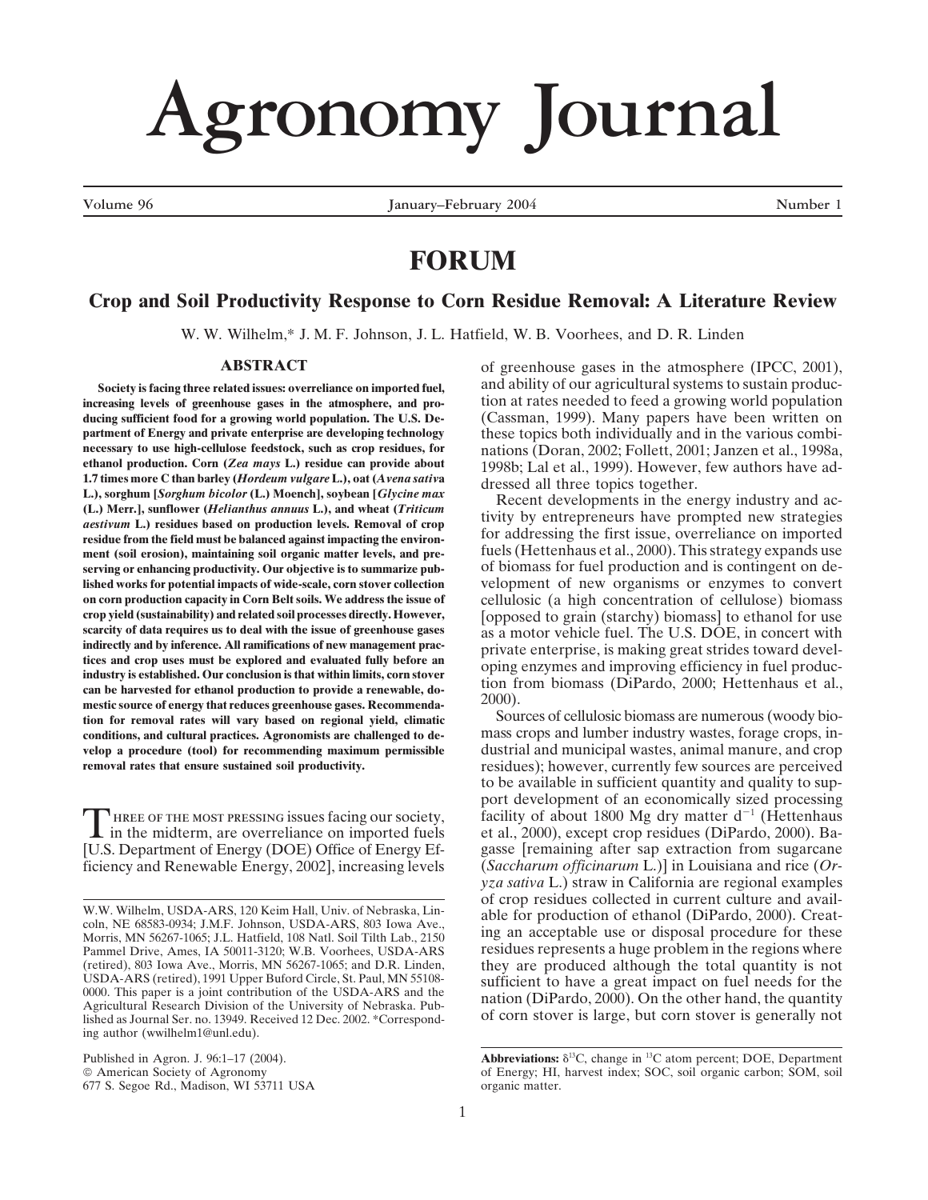# Agronomy Journal

# FORUM

## Crop and Soil Productivity Response to Corn Residue Removal: A Literature Review

W. W. Wilhelm,* J. M. F. Johnson, J. L. Hatfield, W. B. Voorhees, and D. R. Linden

### ABSTRACT

**Society is facing three related issues: overreliance on imported fuel, increasing levels of greenhouse gases in the atmosphere, and producing sufficient food for a growing world population. The U.S. Department of Energy and private enterprise are developing technology necessary to use high-cellulose feedstock, such as crop residues, for ethanol production. Corn (*Zea mays* L.) residue can provide about 1.7 times more C than barley (*Hordeum vulgare* L.), oat (*Avena sativa* L.), sorghum [*Sorghum bicolor* (L.) Moench], soybean [*Glycine max* (L.) Merr.], sunflower (*Helianthus annuus* L.), and wheat (*Triticum aestivum* L.) residues based on production levels. Removal of crop residue from the field must be balanced against impacting the environment (soil erosion), maintaining soil organic matter levels, and preserving or enhancing productivity. Our objective is to summarize published works for potential impacts of wide-scale, corn stover collection on corn production capacity in Corn Belt soils. We address the issue of crop yield (sustainability) and related soil processes directly. However, scarcity of data requires us to deal with the issue of greenhouse gases indirectly and by inference. All ramifications of new management practices and crop uses must be explored and evaluated fully before an industry is established. Our conclusion is that within limits, corn stover can be harvested for ethanol production to provide a renewable, domestic source of energy that reduces greenhouse gases. Recommendation for removal rates will vary based on regional yield, climatic conditions, and cultural practices. Agronomists are challenged to develop a procedure (tool) for recommending maximum permissible removal rates that ensure sustained soil productivity.**

THREE OF THE MOST PRESSING issues facing our society, in the midterm, are overreliance on imported fuels [U.S. Department of Energy (DOE) Office of Energy Efficiency and Renewable Energy, 2002], increasing levels of greenhouse gases in the atmosphere (IPCC, 2001), and ability of our agricultural systems to sustain production at rates needed to feed a growing world population (Cassman, 1999). Many papers have been written on these topics both individually and in the various combinations (Doran, 2002; Follett, 2001; Janzen et al., 1998a, 1998b; Lal et al., 1999). However, few authors have addressed all three topics together.

Recent developments in the energy industry and activity by entrepreneurs have prompted new strategies for addressing the first issue, overreliance on imported fuels (Hettenhaus et al., 2000). This strategy expands use of biomass for fuel production and is contingent on development of new organisms or enzymes to convert cellulosic (a high concentration of cellulose) biomass [opposed to grain (starchy) biomass] to ethanol for use as a motor vehicle fuel. The U.S. DOE, in concert with private enterprise, is making great strides toward developing enzymes and improving efficiency in fuel production from biomass (DiPardo, 2000; Hettenhaus et al., 2000).

Sources of cellulosic biomass are numerous (woody biomass crops and lumber industry wastes, forage crops, industrial and municipal wastes, animal manure, and crop residues); however, currently few sources are perceived to be available in sufficient quantity and quality to support development of an economically sized processing facility of about 1800 Mg dry matter $d^{-1}$ (Hettenhaus et al., 2000), except crop residues (DiPardo, 2000). Bagasse [remaining after sap extraction from sugarcane (*Saccharum officinarum* L.)] in Louisiana and rice (*Oryza sativa* L.) straw in California are regional examples of crop residues collected in current culture and available for production of ethanol (DiPardo, 2000). Creating an acceptable use or disposal procedure for these residues represents a huge problem in the regions where they are produced although the total quantity is not sufficient to have a great impact on fuel needs for the nation (DiPardo, 2000). On the other hand, the quantity of corn stover is large, but corn stover is generally not

W.W. Wilhelm, USDA-ARS, 120 Keim Hall, Univ. of Nebraska, Lincoln, NE 68583-0934; J.M.F. Johnson, USDA-ARS, 803 Iowa Ave., Morris, MN 56267-1065; J.L. Hatfield, 108 Natl. Soil Tilth Lab., 2150 Pammel Drive, Ames, IA 50011-3120; W.B. Voorhees, USDA-ARS (retired), 803 Iowa Ave., Morris, MN 56267-1065; and D.R. Linden, USDA-ARS (retired), 1991 Upper Buford Circle, St. Paul, MN 55108-0000. This paper is a joint contribution of the USDA-ARS and the Agricultural Research Division of the University of Nebraska. Published as Journal Ser. no. 13949. Received 12 Dec. 2002. *Corresponding author (wwilhelm1@unl.edu).

Published in Agron. J. 96:1–17 (2004).
© American Society of Agronomy
677 S. Segoe Rd., Madison, WI 53711 USA

**Abbreviations:** $\delta^{13}C$, change in $^{13}C$ atom percent; DOE, Department of Energy; HI, harvest index; SOC, soil organic carbon; SOM, soil organic matter.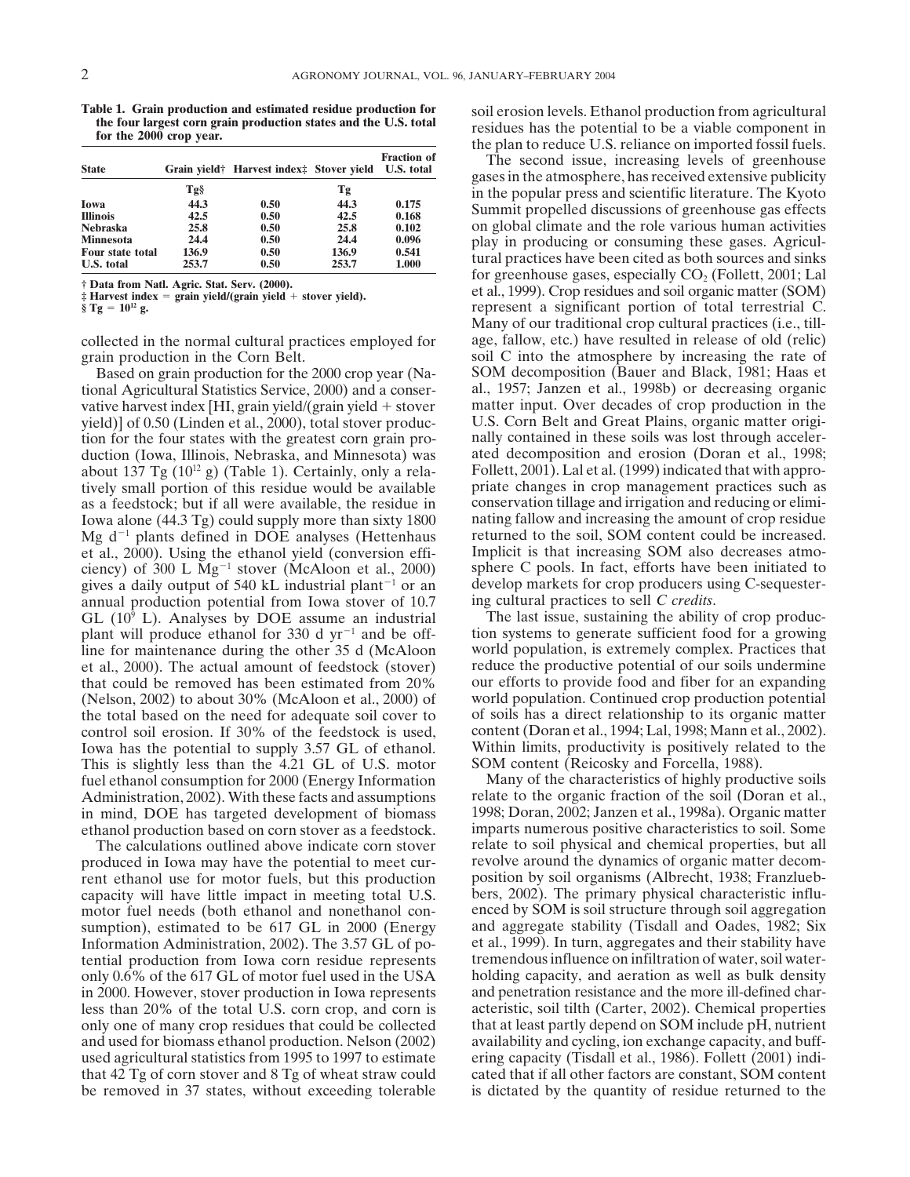**Table 1. Grain production and estimated residue production for the four largest corn grain production states and the U.S. total for the 2000 crop year.**

| State | Grain yield† | Harvest index‡ | Stover yield | Fraction of U.S. total |
|---|---|---|---|---|
| | Tg§ | | Tg | |
| Iowa | 44.3 | 0.50 | 44.3 | 0.175 |
| Illinois | 42.5 | 0.50 | 42.5 | 0.168 |
| Nebraska | 25.8 | 0.50 | 25.8 | 0.102 |
| Minnesota | 24.4 | 0.50 | 24.4 | 0.096 |
| Four state total | 136.9 | 0.50 | 136.9 | 0.541 |
| U.S. total | 253.7 | 0.50 | 253.7 | 1.000 |

† Data from Natl. Agric. Stat. Serv. (2000).
‡ Harvest index = grain yield/(grain yield + stover yield).
§ Tg = $10^{12}$ g.

collected in the normal cultural practices employed for grain production in the Corn Belt.

Based on grain production for the 2000 crop year (National Agricultural Statistics Service, 2000) and a conservative harvest index [HI, grain yield/(grain yield + stover yield)] of 0.50 (Linden et al., 2000), total stover production for the four states with the greatest corn grain production (Iowa, Illinois, Nebraska, and Minnesota) was about 137 Tg ($10^{12}$ g) (Table 1). Certainly, only a relatively small portion of this residue would be available as a feedstock; but if all were available, the residue in Iowa alone (44.3 Tg) could supply more than sixty 1800 Mg $d^{-1}$ plants defined in DOE analyses (Hettenhaus et al., 2000). Using the ethanol yield (conversion efficiency) of 300 L $Mg^{-1}$ stover (McAloon et al., 2000) gives a daily output of 540 kL industrial $plant^{-1}$ or an annual production potential from Iowa stover of 10.7 GL ($10^9$ L). Analyses by DOE assume an industrial plant will produce ethanol for 330 d $yr^{-1}$ and be off-line for maintenance during the other 35 d (McAloon et al., 2000). The actual amount of feedstock (stover) that could be removed has been estimated from 20% (Nelson, 2002) to about 30% (McAloon et al., 2000) of the total based on the need for adequate soil cover to control soil erosion. If 30% of the feedstock is used, Iowa has the potential to supply 3.57 GL of ethanol. This is slightly less than the 4.21 GL of U.S. motor fuel ethanol consumption for 2000 (Energy Information Administration, 2002). With these facts and assumptions in mind, DOE has targeted development of biomass ethanol production based on corn stover as a feedstock.

The calculations outlined above indicate corn stover produced in Iowa may have the potential to meet current ethanol use for motor fuels, but this production capacity will have little impact in meeting total U.S. motor fuel needs (both ethanol and nonethanol consumption), estimated to be 617 GL in 2000 (Energy Information Administration, 2002). The 3.57 GL of potential production from Iowa corn residue represents only 0.6% of the 617 GL of motor fuel used in the USA in 2000. However, stover production in Iowa represents less than 20% of the total U.S. corn crop, and corn is only one of many crop residues that could be collected and used for biomass ethanol production. Nelson (2002) used agricultural statistics from 1995 to 1997 to estimate that 42 Tg of corn stover and 8 Tg of wheat straw could be removed in 37 states, without exceeding tolerable soil erosion levels. Ethanol production from agricultural residues has the potential to be a viable component in the plan to reduce U.S. reliance on imported fossil fuels.

The second issue, increasing levels of greenhouse gases in the atmosphere, has received extensive publicity in the popular press and scientific literature. The Kyoto Summit propelled discussions of greenhouse gas effects on global climate and the role various human activities play in producing or consuming these gases. Agricultural practices have been cited as both sources and sinks for greenhouse gases, especially $CO_2$ (Follett, 2001; Lal et al., 1999). Crop residues and soil organic matter (SOM) represent a significant portion of total terrestrial C. Many of our traditional crop cultural practices (i.e., tillage, fallow, etc.) have resulted in release of old (relic) soil C into the atmosphere by increasing the rate of SOM decomposition (Bauer and Black, 1981; Haas et al., 1957; Janzen et al., 1998b) or decreasing organic matter input. Over decades of crop production in the U.S. Corn Belt and Great Plains, organic matter originally contained in these soils was lost through accelerated decomposition and erosion (Doran et al., 1998; Follett, 2001). Lal et al. (1999) indicated that with appropriate changes in crop management practices such as conservation tillage and irrigation and reducing or eliminating fallow and increasing the amount of crop residue returned to the soil, SOM content could be increased. Implicit is that increasing SOM also decreases atmosphere C pools. In fact, efforts have been initiated to develop markets for crop producers using C-sequestering cultural practices to sell *C credits*.

The last issue, sustaining the ability of crop production systems to generate sufficient food for a growing world population, is extremely complex. Practices that reduce the productive potential of our soils undermine our efforts to provide food and fiber for an expanding world population. Continued crop production potential of soils has a direct relationship to its organic matter content (Doran et al., 1994; Lal, 1998; Mann et al., 2002). Within limits, productivity is positively related to the SOM content (Reicosky and Forcella, 1988).

Many of the characteristics of highly productive soils relate to the organic fraction of the soil (Doran et al., 1998; Doran, 2002; Janzen et al., 1998a). Organic matter imparts numerous positive characteristics to soil. Some relate to soil physical and chemical properties, but all revolve around the dynamics of organic matter decomposition by soil organisms (Albrecht, 1938; Franzluebbers, 2002). The primary physical characteristic influenced by SOM is soil structure through soil aggregation and aggregate stability (Tisdall and Oades, 1982; Six et al., 1999). In turn, aggregates and their stability have tremendous influence on infiltration of water, soil water-holding capacity, and aeration as well as bulk density and penetration resistance and the more ill-defined characteristic, soil tilth (Carter, 2002). Chemical properties that at least partly depend on SOM include pH, nutrient availability and cycling, ion exchange capacity, and buffering capacity (Tisdall et al., 1986). Follett (2001) indicated that if all other factors are constant, SOM content is dictated by the quantity of residue returned to the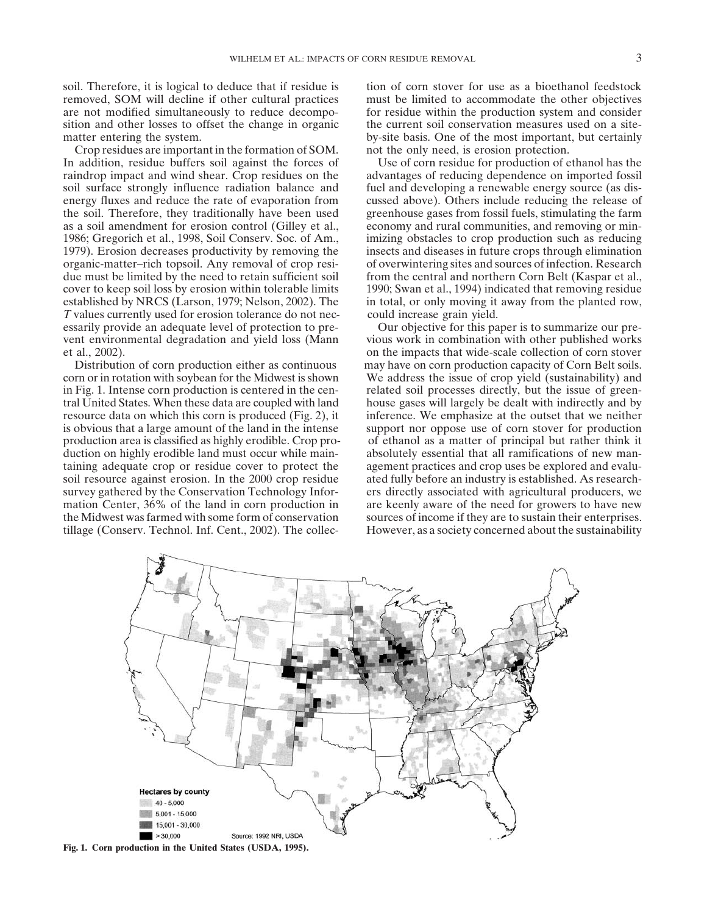soil. Therefore, it is logical to deduce that if residue is removed, SOM will decline if other cultural practices are not modified simultaneously to reduce decomposition and other losses to offset the change in organic matter entering the system.

Crop residues are important in the formation of SOM. In addition, residue buffers soil against the forces of raindrop impact and wind shear. Crop residues on the soil surface strongly influence radiation balance and energy fluxes and reduce the rate of evaporation from the soil. Therefore, they traditionally have been used as a soil amendment for erosion control (Gilley et al., 1986; Gregorich et al., 1998, Soil Conserv. Soc. of Am., 1979). Erosion decreases productivity by removing the organic-matter–rich topsoil. Any removal of crop residue must be limited by the need to retain sufficient soil cover to keep soil loss by erosion within tolerable limits established by NRCS (Larson, 1979; Nelson, 2002). The *T* values currently used for erosion tolerance do not necessarily provide an adequate level of protection to prevent environmental degradation and yield loss (Mann et al., 2002).

Distribution of corn production either as continuous corn or in rotation with soybean for the Midwest is shown in Fig. 1. Intense corn production is centered in the central United States. When these data are coupled with land resource data on which this corn is produced (Fig. 2), it is obvious that a large amount of the land in the intense production area is classified as highly erodible. Crop production on highly erodible land must occur while maintaining adequate crop or residue cover to protect the soil resource against erosion. In the 2000 crop residue survey gathered by the Conservation Technology Information Center, 36% of the land in corn production in the Midwest was farmed with some form of conservation tillage (Conserv. Technol. Inf. Cent., 2002). The collection of corn stover for use as a bioethanol feedstock must be limited to accommodate the other objectives for residue within the production system and consider the current soil conservation measures used on a site-by-site basis. One of the most important, but certainly not the only need, is erosion protection.

Use of corn residue for production of ethanol has the advantages of reducing dependence on imported fossil fuel and developing a renewable energy source (as discussed above). Others include reducing the release of greenhouse gases from fossil fuels, stimulating the farm economy and rural communities, and removing or minimizing obstacles to crop production such as reducing insects and diseases in future crops through elimination of overwintering sites and sources of infection. Research from the central and northern Corn Belt (Kaspar et al., 1990; Swan et al., 1994) indicated that removing residue in total, or only moving it away from the planted row, could increase grain yield.

Our objective for this paper is to summarize our previous work in combination with other published works on the impacts that wide-scale collection of corn stover may have on corn production capacity of Corn Belt soils. We address the issue of crop yield (sustainability) and related soil processes directly, but the issue of greenhouse gases will largely be dealt with indirectly and by inference. We emphasize at the outset that we neither support nor oppose use of corn stover for production of ethanol as a matter of principal but rather think it absolutely essential that all ramifications of new management practices and crop uses be explored and evaluated fully before an industry is established. As researchers directly associated with agricultural producers, we are keenly aware of the need for growers to have new sources of income if they are to sustain their enterprises. However, as a society concerned about the sustainability

Hectares by county
40 - 5,000
5,001 - 15,000
15,001 - 30,000
> 30,000
Source: 1992 NRI, USDA

**Fig. 1. Corn production in the United States (USDA, 1995).**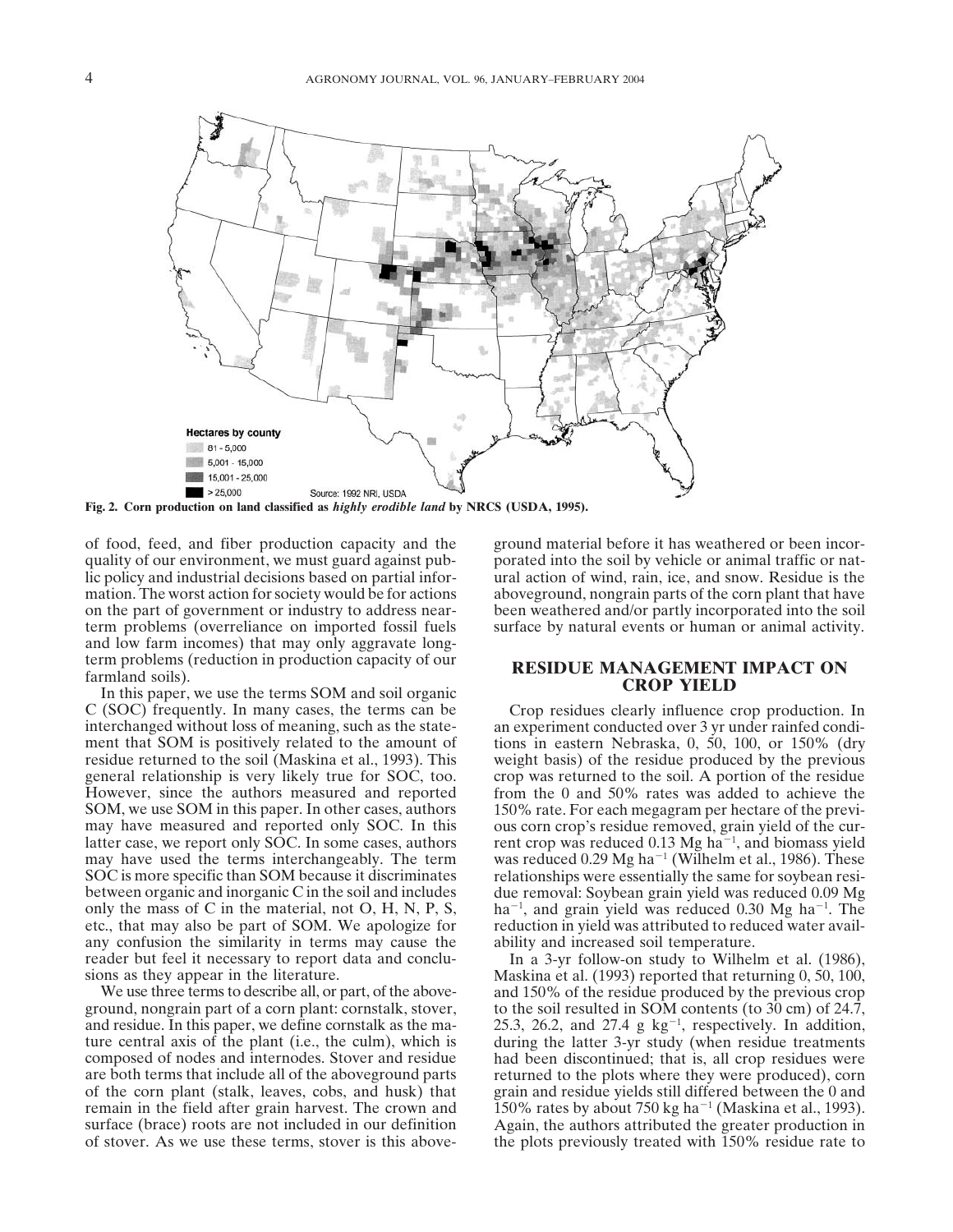Hectares by county

81 - 5,000

5,001 - 15,000

15,001 - 25,000

> 25,000

Source: 1992 NRI, USDA

**Fig. 2. Corn production on land classified as *highly erodible land* by NRCS (USDA, 1995).**

of food, feed, and fiber production capacity and the quality of our environment, we must guard against public policy and industrial decisions based on partial information. The worst action for society would be for actions on the part of government or industry to address near-term problems (overreliance on imported fossil fuels and low farm incomes) that may only aggravate long-term problems (reduction in production capacity of our farmland soils).

In this paper, we use the terms SOM and soil organic C (SOC) frequently. In many cases, the terms can be interchanged without loss of meaning, such as the statement that SOM is positively related to the amount of residue returned to the soil (Maskina et al., 1993). This general relationship is very likely true for SOC, too. However, since the authors measured and reported SOM, we use SOM in this paper. In other cases, authors may have measured and reported only SOC. In this latter case, we report only SOC. In some cases, authors may have used the terms interchangeably. The term SOC is more specific than SOM because it discriminates between organic and inorganic C in the soil and includes only the mass of C in the material, not O, H, N, P, S, etc., that may also be part of SOM. We apologize for any confusion the similarity in terms may cause the reader but feel it necessary to report data and conclusions as they appear in the literature.

We use three terms to describe all, or part, of the aboveground, nongrain part of a corn plant: cornstalk, stover, and residue. In this paper, we define cornstalk as the mature central axis of the plant (i.e., the culm), which is composed of nodes and internodes. Stover and residue are both terms that include all of the aboveground parts of the corn plant (stalk, leaves, cobs, and husk) that remain in the field after grain harvest. The crown and surface (brace) roots are not included in our definition of stover. As we use these terms, stover is this aboveground material before it has weathered or been incorporated into the soil by vehicle or animal traffic or natural action of wind, rain, ice, and snow. Residue is the aboveground, nongrain parts of the corn plant that have been weathered and/or partly incorporated into the soil surface by natural events or human or animal activity.

## RESIDUE MANAGEMENT IMPACT ON CROP YIELD

Crop residues clearly influence crop production. In an experiment conducted over 3 yr under rainfed conditions in eastern Nebraska, 0, 50, 100, or 150% (dry weight basis) of the residue produced by the previous crop was returned to the soil. A portion of the residue from the 0 and 50% rates was added to achieve the 150% rate. For each megagram per hectare of the previous corn crop's residue removed, grain yield of the current crop was reduced 0.13 Mg ha$^{-1}$, and biomass yield was reduced 0.29 Mg ha$^{-1}$ (Wilhelm et al., 1986). These relationships were essentially the same for soybean residue removal: Soybean grain yield was reduced 0.09 Mg ha$^{-1}$, and grain yield was reduced 0.30 Mg ha$^{-1}$. The reduction in yield was attributed to reduced water availability and increased soil temperature.

In a 3-yr follow-on study to Wilhelm et al. (1986), Maskina et al. (1993) reported that returning 0, 50, 100, and 150% of the residue produced by the previous crop to the soil resulted in SOM contents (to 30 cm) of 24.7, 25.3, 26.2, and 27.4 g kg$^{-1}$, respectively. In addition, during the latter 3-yr study (when residue treatments had been discontinued; that is, all crop residues were returned to the plots where they were produced), corn grain and residue yields still differed between the 0 and 150% rates by about 750 kg ha$^{-1}$ (Maskina et al., 1993). Again, the authors attributed the greater production in the plots previously treated with 150% residue rate to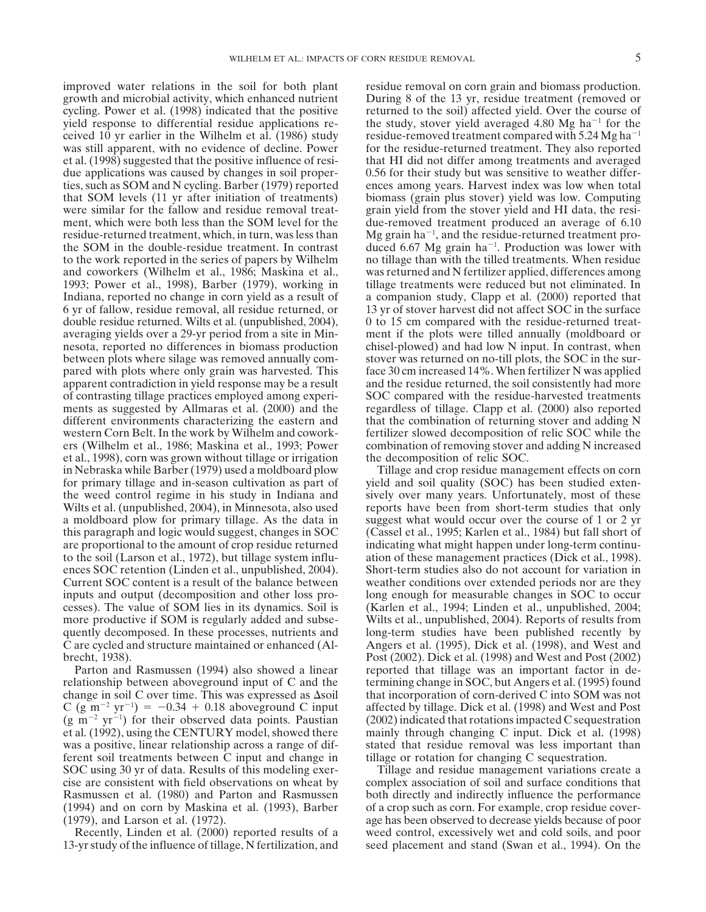improved water relations in the soil for both plant growth and microbial activity, which enhanced nutrient cycling. Power et al. (1998) indicated that the positive yield response to differential residue applications received 10 yr earlier in the Wilhelm et al. (1986) study was still apparent, with no evidence of decline. Power et al. (1998) suggested that the positive influence of residue applications was caused by changes in soil properties, such as SOM and N cycling. Barber (1979) reported that SOM levels (11 yr after initiation of treatments) were similar for the fallow and residue removal treatment, which were both less than the SOM level for the residue-returned treatment, which, in turn, was less than the SOM in the double-residue treatment. In contrast to the work reported in the series of papers by Wilhelm and coworkers (Wilhelm et al., 1986; Maskina et al., 1993; Power et al., 1998), Barber (1979), working in Indiana, reported no change in corn yield as a result of 6 yr of fallow, residue removal, all residue returned, or double residue returned. Wilts et al. (unpublished, 2004), averaging yields over a 29-yr period from a site in Minnesota, reported no differences in biomass production between plots where silage was removed annually compared with plots where only grain was harvested. This apparent contradiction in yield response may be a result of contrasting tillage practices employed among experiments as suggested by Allmaras et al. (2000) and the different environments characterizing the eastern and western Corn Belt. In the work by Wilhelm and coworkers (Wilhelm et al., 1986; Maskina et al., 1993; Power et al., 1998), corn was grown without tillage or irrigation in Nebraska while Barber (1979) used a moldboard plow for primary tillage and in-season cultivation as part of the weed control regime in his study in Indiana and Wilts et al. (unpublished, 2004), in Minnesota, also used a moldboard plow for primary tillage. As the data in this paragraph and logic would suggest, changes in SOC are proportional to the amount of crop residue returned to the soil (Larson et al., 1972), but tillage system influences SOC retention (Linden et al., unpublished, 2004). Current SOC content is a result of the balance between inputs and output (decomposition and other loss processes). The value of SOM lies in its dynamics. Soil is more productive if SOM is regularly added and subsequently decomposed. In these processes, nutrients and C are cycled and structure maintained or enhanced (Albrecht, 1938).

Parton and Rasmussen (1994) also showed a linear relationship between aboveground input of C and the change in soil C over time. This was expressed as $\Delta$soil C (g m$^{-2}$ yr$^{-1}$) $= -0.34 + 0.18$ aboveground C input (g m$^{-2}$ yr$^{-1}$) for their observed data points. Paustian et al. (1992), using the CENTURY model, showed there was a positive, linear relationship across a range of different soil treatments between C input and change in SOC using 30 yr of data. Results of this modeling exercise are consistent with field observations on wheat by Rasmussen et al. (1980) and Parton and Rasmussen (1994) and on corn by Maskina et al. (1993), Barber (1979), and Larson et al. (1972).

Recently, Linden et al. (2000) reported results of a 13-yr study of the influence of tillage, N fertilization, and residue removal on corn grain and biomass production. During 8 of the 13 yr, residue treatment (removed or returned to the soil) affected yield. Over the course of the study, stover yield averaged 4.80 Mg ha$^{-1}$ for the residue-removed treatment compared with 5.24 Mg ha$^{-1}$ for the residue-returned treatment. They also reported that HI did not differ among treatments and averaged 0.56 for their study but was sensitive to weather differences among years. Harvest index was low when total biomass (grain plus stover) yield was low. Computing grain yield from the stover yield and HI data, the residue-removed treatment produced an average of 6.10 Mg grain ha$^{-1}$, and the residue-returned treatment produced 6.67 Mg grain ha$^{-1}$. Production was lower with no tillage than with the tilled treatments. When residue was returned and N fertilizer applied, differences among tillage treatments were reduced but not eliminated. In a companion study, Clapp et al. (2000) reported that 13 yr of stover harvest did not affect SOC in the surface 0 to 15 cm compared with the residue-returned treatment if the plots were tilled annually (moldboard or chisel-plowed) and had low N input. In contrast, when stover was returned on no-till plots, the SOC in the surface 30 cm increased 14%. When fertilizer N was applied and the residue returned, the soil consistently had more SOC compared with the residue-harvested treatments regardless of tillage. Clapp et al. (2000) also reported that the combination of returning stover and adding N fertilizer slowed decomposition of relic SOC while the combination of removing stover and adding N increased the decomposition of relic SOC.

Tillage and crop residue management effects on corn yield and soil quality (SOC) has been studied extensively over many years. Unfortunately, most of these reports have been from short-term studies that only suggest what would occur over the course of 1 or 2 yr (Cassel et al., 1995; Karlen et al., 1984) but fall short of indicating what might happen under long-term continuation of these management practices (Dick et al., 1998). Short-term studies also do not account for variation in weather conditions over extended periods nor are they long enough for measurable changes in SOC to occur (Karlen et al., 1994; Linden et al., unpublished, 2004; Wilts et al., unpublished, 2004). Reports of results from long-term studies have been published recently by Angers et al. (1995), Dick et al. (1998), and West and Post (2002). Dick et al. (1998) and West and Post (2002) reported that tillage was an important factor in determining change in SOC, but Angers et al. (1995) found that incorporation of corn-derived C into SOM was not affected by tillage. Dick et al. (1998) and West and Post (2002) indicated that rotations impacted C sequestration mainly through changing C input. Dick et al. (1998) stated that residue removal was less important than tillage or rotation for changing C sequestration.

Tillage and residue management variations create a complex association of soil and surface conditions that both directly and indirectly influence the performance of a crop such as corn. For example, crop residue coverage has been observed to decrease yields because of poor weed control, excessively wet and cold soils, and poor seed placement and stand (Swan et al., 1994). On the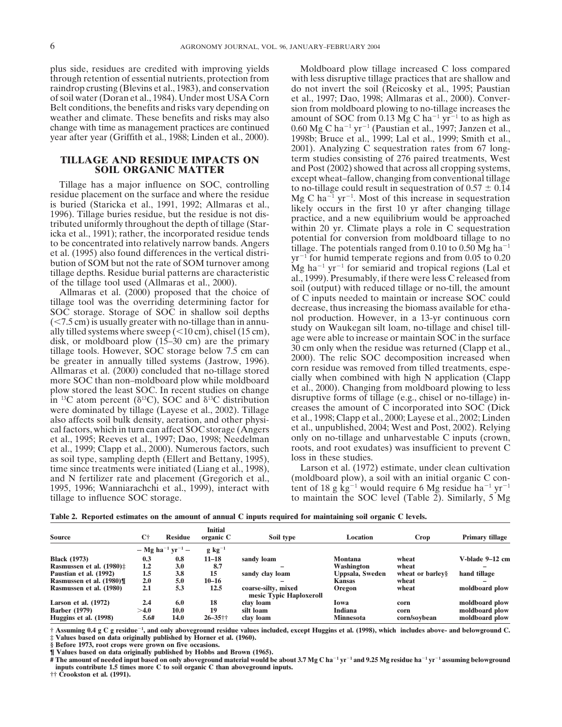plus side, residues are credited with improving yields through retention of essential nutrients, protection from raindrop crusting (Blevins et al., 1983), and conservation of soil water (Doran et al., 1984). Under most USA Corn Belt conditions, the benefits and risks vary depending on weather and climate. These benefits and risks may also change with time as management practices are continued year after year (Griffith et al., 1988; Linden et al., 2000).

## TILLAGE AND RESIDUE IMPACTS ON SOIL ORGANIC MATTER

Tillage has a major influence on SOC, controlling residue placement on the surface and where the residue is buried (Staricka et al., 1991, 1992; Allmaras et al., 1996). Tillage buries residue, but the residue is not distributed uniformly throughout the depth of tillage (Staricka et al., 1991); rather, the incorporated residue tends to be concentrated into relatively narrow bands. Angers et al. (1995) also found differences in the vertical distribution of SOM but not the rate of SOM turnover among tillage depths. Residue burial patterns are characteristic of the tillage tool used (Allmaras et al., 2000).

Allmaras et al. (2000) proposed that the choice of tillage tool was the overriding determining factor for SOC storage. Storage of SOC in shallow soil depths (<7.5 cm) is usually greater with no-tillage than in annually tilled systems where sweep (<10 cm), chisel (15 cm), disk, or moldboard plow (15–30 cm) are the primary tillage tools. However, SOC storage below 7.5 cm can be greater in annually tilled systems (Jastrow, 1996). Allmaras et al. (2000) concluded that no-tillage stored more SOC than non–moldboard plow while moldboard plow stored the least SOC. In recent studies on change in $^{13}C$ atom percent ($\delta^{13}C$), SOC and $\delta^{13}C$ distribution were dominated by tillage (Layese et al., 2002). Tillage also affects soil bulk density, aeration, and other physical factors, which in turn can affect SOC storage (Angers et al., 1995; Reeves et al., 1997; Dao, 1998; Needelman et al., 1999; Clapp et al., 2000). Numerous factors, such as soil type, sampling depth (Ellert and Bettany, 1995), time since treatments were initiated (Liang et al., 1998), and N fertilizer rate and placement (Gregorich et al., 1995, 1996; Wanniarachchi et al., 1999), interact with tillage to influence SOC storage.

Moldboard plow tillage increased C loss compared with less disruptive tillage practices that are shallow and do not invert the soil (Reicosky et al., 1995; Paustian et al., 1997; Dao, 1998; Allmaras et al., 2000). Conversion from moldboard plowing to no-tillage increases the amount of SOC from 0.13 Mg C ha$^{-1}$ yr$^{-1}$ to as high as 0.60 Mg C ha$^{-1}$ yr$^{-1}$ (Paustian et al., 1997; Janzen et al., 1998b; Bruce et al., 1999; Lal et al., 1999; Smith et al., 2001). Analyzing C sequestration rates from 67 long-term studies consisting of 276 paired treatments, West and Post (2002) showed that across all cropping systems, except wheat–fallow, changing from conventional tillage to no-tillage could result in sequestration of 0.57 ± 0.14 Mg C ha$^{-1}$ yr$^{-1}$. Most of this increase in sequestration likely occurs in the first 10 yr after changing tillage practice, and a new equilibrium would be approached within 20 yr. Climate plays a role in C sequestration potential for conversion from moldboard tillage to no tillage. The potentials ranged from 0.10 to 0.50 Mg ha$^{-1}$ yr$^{-1}$ for humid temperate regions and from 0.05 to 0.20 Mg ha$^{-1}$ yr$^{-1}$ for semiarid and tropical regions (Lal et al., 1999). Presumably, if there were less C released from soil (output) with reduced tillage or no-till, the amount of C inputs needed to maintain or increase SOC could decrease, thus increasing the biomass available for ethanol production. However, in a 13-yr continuous corn study on Waukegan silt loam, no-tillage and chisel tillage were able to increase or maintain SOC in the surface 30 cm only when the residue was returned (Clapp et al., 2000). The relic SOC decomposition increased when corn residue was removed from tilled treatments, especially when combined with high N application (Clapp et al., 2000). Changing from moldboard plowing to less disruptive forms of tillage (e.g., chisel or no-tillage) increases the amount of C incorporated into SOC (Dick et al., 1998; Clapp et al., 2000; Layese et al., 2002; Linden et al., unpublished, 2004; West and Post, 2002). Relying only on no-tillage and unharvestable C inputs (crown, roots, and root exudates) was insufficient to prevent C loss in these studies.

Larson et al. (1972) estimate, under clean cultivation (moldboard plow), a soil with an initial organic C content of 18 g kg$^{-1}$ would require 6 Mg residue ha$^{-1}$ yr$^{-1}$ to maintain the SOC level (Table 2). Similarly, 5 Mg

**Table 2. Reported estimates on the amount of annual C inputs required for maintaining soil organic C levels.**

| Source | C† | Residue | Initial organic C | Soil type | Location | Crop | Primary tillage |
|---|---|---|---|---|---|---|---|
| | – Mg ha$^{-1}$ yr$^{-1}$ – | | g kg$^{-1}$ | | | | |
| **Black (1973)** | **0.3** | **0.8** | **11–18** | **sandy loam** | **Montana** | **wheat** | **V-blade 9–12 cm** |
| **Rasmussen et al. (1980)‡** | **1.2** | **3.0** | **8.7** | – | **Washington** | **wheat** | – |
| **Paustian et al. (1992)** | **1.5** | **3.8** | **15** | **sandy clay loam** | **Uppsala, Sweden** | **wheat or barley§** | **hand tillage** |
| **Rasmussen et al. (1980)¶** | **2.0** | **5.0** | **10–16** | – | **Kansas** | **wheat** | – |
| **Rasmussen et al. (1980)** | **2.1** | **5.3** | **12.5** | **coarse-silty, mixed mesic Typic Haploxeroll** | **Oregon** | **wheat** | **moldboard plow** |
| **Larson et al. (1972)** | **2.4** | **6.0** | **18** | **clay loam** | **Iowa** | **corn** | **moldboard plow** |
| **Barber (1979)** | **>4.0** | **10.0** | **19** | **silt loam** | **Indiana** | **corn** | **moldboard plow** |
| **Huggins et al. (1998)** | **5.6#** | **14.0** | **26–35††** | **clay loam** | **Minnesota** | **corn/soybean** | **moldboard plow** |

**† Assuming 0.4 g C g residue$^{-1}$, and only aboveground residue values included, except Huggins et al. (1998), which includes above- and belowground C.**
**‡ Values based on data originally published by Horner et al. (1960).**
**§ Before 1973, root crops were grown on five occasions.**
**¶ Values based on data originally published by Hobbs and Brown (1965).**
**# The amount of needed input based on only aboveground material would be about 3.7 Mg C ha$^{-1}$ yr$^{-1}$ and 9.25 Mg residue ha$^{-1}$ yr$^{-1}$ assuming belowground inputs contribute 1.5 times more C to soil organic C than aboveground inputs.**
**†† Crookston et al. (1991).**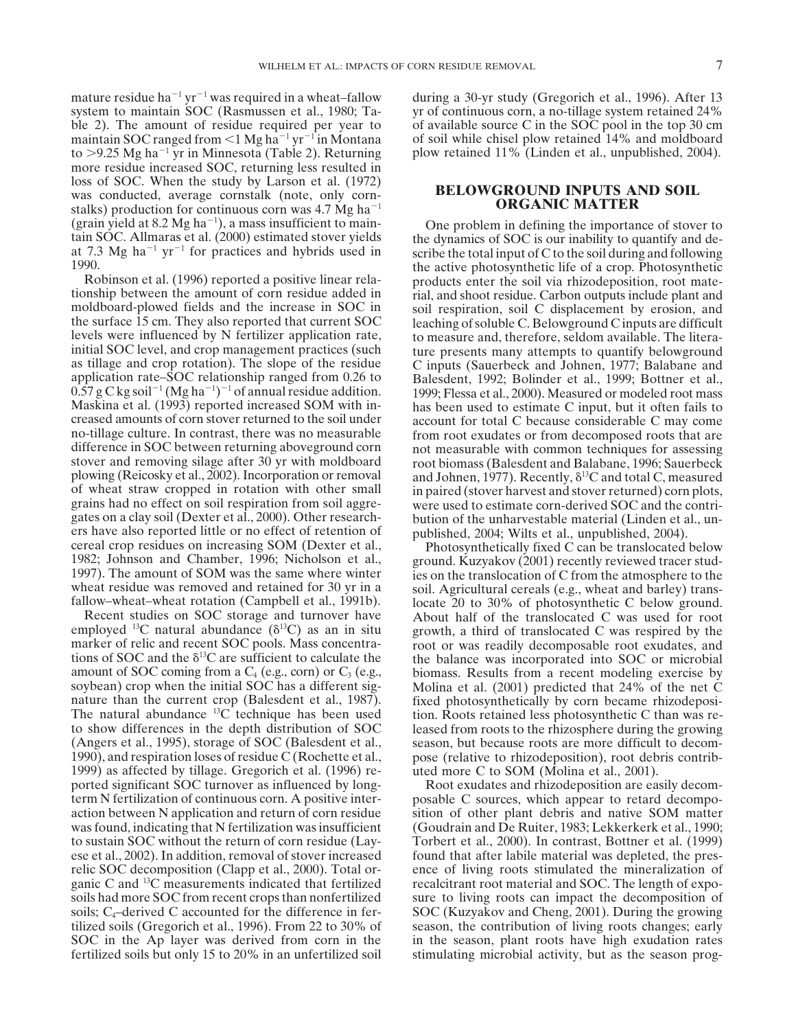mature residue ha$^{-1}$ yr$^{-1}$ was required in a wheat–fallow system to maintain SOC (Rasmussen et al., 1980; Table 2). The amount of residue required per year to maintain SOC ranged from <1 Mg ha$^{-1}$ yr$^{-1}$ in Montana to >9.25 Mg ha$^{-1}$ yr in Minnesota (Table 2). Returning more residue increased SOC, returning less resulted in loss of SOC. When the study by Larson et al. (1972) was conducted, average cornstalk (note, only cornstalks) production for continuous corn was 4.7 Mg ha$^{-1}$ (grain yield at 8.2 Mg ha$^{-1}$), a mass insufficient to maintain SOC. Allmaras et al. (2000) estimated stover yields at 7.3 Mg ha$^{-1}$ yr$^{-1}$ for practices and hybrids used in 1990.

Robinson et al. (1996) reported a positive linear relationship between the amount of corn residue added in moldboard-plowed fields and the increase in SOC in the surface 15 cm. They also reported that current SOC levels were influenced by N fertilizer application rate, initial SOC level, and crop management practices (such as tillage and crop rotation). The slope of the residue application rate–SOC relationship ranged from 0.26 to 0.57 g C kg soil$^{-1}$ (Mg ha$^{-1}$)$^{-1}$ of annual residue addition. Maskina et al. (1993) reported increased SOM with increased amounts of corn stover returned to the soil under no-tillage culture. In contrast, there was no measurable difference in SOC between returning aboveground corn stover and removing silage after 30 yr with moldboard plowing (Reicosky et al., 2002). Incorporation or removal of wheat straw cropped in rotation with other small grains had no effect on soil respiration from soil aggregates on a clay soil (Dexter et al., 2000). Other researchers have also reported little or no effect of retention of cereal crop residues on increasing SOM (Dexter et al., 1982; Johnson and Chamber, 1996; Nicholson et al., 1997). The amount of SOM was the same where winter wheat residue was removed and retained for 30 yr in a fallow–wheat–wheat rotation (Campbell et al., 1991b).

Recent studies on SOC storage and turnover have employed $^{13}$C natural abundance ($\delta^{13}$C) as an in situ marker of relic and recent SOC pools. Mass concentrations of SOC and the $\delta^{13}$C are sufficient to calculate the amount of SOC coming from a $C_4$ (e.g., corn) or $C_3$ (e.g., soybean) crop when the initial SOC has a different signature than the current crop (Balesdent et al., 1987). The natural abundance $^{13}$C technique has been used to show differences in the depth distribution of SOC (Angers et al., 1995), storage of SOC (Balesdent et al., 1990), and respiration loses of residue C (Rochette et al., 1999) as affected by tillage. Gregorich et al. (1996) reported significant SOC turnover as influenced by long-term N fertilization of continuous corn. A positive interaction between N application and return of corn residue was found, indicating that N fertilization was insufficient to sustain SOC without the return of corn residue (Layese et al., 2002). In addition, removal of stover increased relic SOC decomposition (Clapp et al., 2000). Total organic C and $^{13}$C measurements indicated that fertilized soils had more SOC from recent crops than nonfertilized soils; $C_4$–derived C accounted for the difference in fertilized soils (Gregorich et al., 1996). From 22 to 30% of SOC in the Ap layer was derived from corn in the fertilized soils but only 15 to 20% in an unfertilized soil during a 30-yr study (Gregorich et al., 1996). After 13 yr of continuous corn, a no-tillage system retained 24% of available source C in the SOC pool in the top 30 cm of soil while chisel plow retained 14% and moldboard plow retained 11% (Linden et al., unpublished, 2004).

## BELOWGROUND INPUTS AND SOIL ORGANIC MATTER

One problem in defining the importance of stover to the dynamics of SOC is our inability to quantify and describe the total input of C to the soil during and following the active photosynthetic life of a crop. Photosynthetic products enter the soil via rhizodeposition, root material, and shoot residue. Carbon outputs include plant and soil respiration, soil C displacement by erosion, and leaching of soluble C. Belowground C inputs are difficult to measure and, therefore, seldom available. The literature presents many attempts to quantify belowground C inputs (Sauerbeck and Johnen, 1977; Balabane and Balesdent, 1992; Bolinder et al., 1999; Bottner et al., 1999; Flessa et al., 2000). Measured or modeled root mass has been used to estimate C input, but it often fails to account for total C because considerable C may come from root exudates or from decomposed roots that are not measurable with common techniques for assessing root biomass (Balesdent and Balabane, 1996; Sauerbeck and Johnen, 1977). Recently, $\delta^{13}$C and total C, measured in paired (stover harvest and stover returned) corn plots, were used to estimate corn-derived SOC and the contribution of the unharvestable material (Linden et al., unpublished, 2004; Wilts et al., unpublished, 2004).

Photosynthetically fixed C can be translocated below ground. Kuzyakov (2001) recently reviewed tracer studies on the translocation of C from the atmosphere to the soil. Agricultural cereals (e.g., wheat and barley) translocate 20 to 30% of photosynthetic C below ground. About half of the translocated C was used for root growth, a third of translocated C was respired by the root or was readily decomposable root exudates, and the balance was incorporated into SOC or microbial biomass. Results from a recent modeling exercise by Molina et al. (2001) predicted that 24% of the net C fixed photosynthetically by corn became rhizodeposition. Roots retained less photosynthetic C than was released from roots to the rhizosphere during the growing season, but because roots are more difficult to decompose (relative to rhizodeposition), root debris contributed more C to SOM (Molina et al., 2001).

Root exudates and rhizodeposition are easily decomposable C sources, which appear to retard decomposition of other plant debris and native SOM matter (Goudrain and De Ruiter, 1983; Lekkerkerk et al., 1990; Torbert et al., 2000). In contrast, Bottner et al. (1999) found that after labile material was depleted, the presence of living roots stimulated the mineralization of recalcitrant root material and SOC. The length of exposure to living roots can impact the decomposition of SOC (Kuzyakov and Cheng, 2001). During the growing season, the contribution of living roots changes; early in the season, plant roots have high exudation rates stimulating microbial activity, but as the season prog-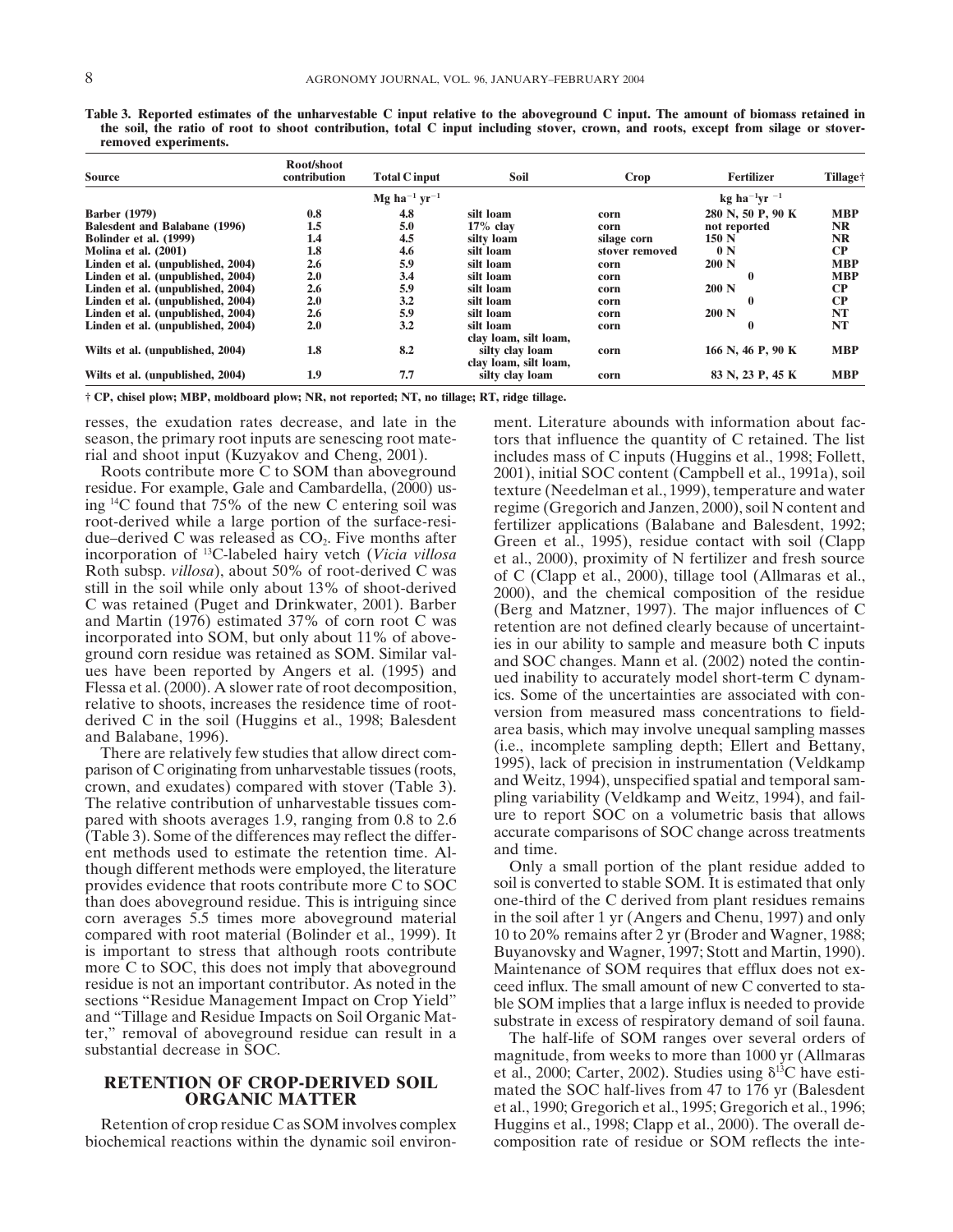**Table 3. Reported estimates of the unharvestable C input relative to the aboveground C input. The amount of biomass retained in the soil, the ratio of root to shoot contribution, total C input including stover, crown, and roots, except from silage or stover-removed experiments.**

| Source | Root/shoot contribution | Total C input | Soil | Crop | Fertilizer | Tillage† |
|---|---|---|---|---|---|---|
| | | Mg ha$^{-1}$ yr$^{-1}$ | | | kg ha$^{-1}$yr$^{-1}$ | |
| Barber (1979) | 0.8 | 4.8 | silt loam | corn | 280 N, 50 P, 90 K | MBP |
| Balesdent and Balabane (1996) | 1.5 | 5.0 | 17% clay | corn | not reported | NR |
| Bolinder et al. (1999) | 1.4 | 4.5 | silty loam | silage corn | 150 N | NR |
| Molina et al. (2001) | 1.8 | 4.6 | silt loam | stover removed | 0 N | CP |
| Linden et al. (unpublished, 2004) | 2.6 | 5.9 | silt loam | corn | 200 N | MBP |
| Linden et al. (unpublished, 2004) | 2.0 | 3.4 | silt loam | corn | 0 | MBP |
| Linden et al. (unpublished, 2004) | 2.6 | 5.9 | silt loam | corn | 200 N | CP |
| Linden et al. (unpublished, 2004) | 2.0 | 3.2 | silt loam | corn | 0 | CP |
| Linden et al. (unpublished, 2004) | 2.6 | 5.9 | silt loam | corn | 200 N | NT |
| Linden et al. (unpublished, 2004) | 2.0 | 3.2 | silt loam | corn | 0 | NT |
| Wilts et al. (unpublished, 2004) | 1.8 | 8.2 | clay loam, silt loam, silty clay loam | corn | 166 N, 46 P, 90 K | MBP |
| Wilts et al. (unpublished, 2004) | 1.9 | 7.7 | clay loam, silt loam, silty clay loam | corn | 83 N, 23 P, 45 K | MBP |

† CP, chisel plow; MBP, moldboard plow; NR, not reported; NT, no tillage; RT, ridge tillage.

resses, the exudation rates decrease, and late in the season, the primary root inputs are senescing root material and shoot input (Kuzyakov and Cheng, 2001).

Roots contribute more C to SOM than aboveground residue. For example, Gale and Cambardella, (2000) using $^{14}$C found that 75% of the new C entering soil was root-derived while a large portion of the surface-residue–derived C was released as $CO_2$. Five months after incorporation of $^{13}$C-labeled hairy vetch (*Vicia villosa* Roth subsp. *villosa*), about 50% of root-derived C was still in the soil while only about 13% of shoot-derived C was retained (Puget and Drinkwater, 2001). Barber and Martin (1976) estimated 37% of corn root C was incorporated into SOM, but only about 11% of aboveground corn residue was retained as SOM. Similar values have been reported by Angers et al. (1995) and Flessa et al. (2000). A slower rate of root decomposition, relative to shoots, increases the residence time of root-derived C in the soil (Huggins et al., 1998; Balesdent and Balabane, 1996).

There are relatively few studies that allow direct comparison of C originating from unharvestable tissues (roots, crown, and exudates) compared with stover (Table 3). The relative contribution of unharvestable tissues compared with shoots averages 1.9, ranging from 0.8 to 2.6 (Table 3). Some of the differences may reflect the different methods used to estimate the retention time. Although different methods were employed, the literature provides evidence that roots contribute more C to SOC than does aboveground residue. This is intriguing since corn averages 5.5 times more aboveground material compared with root material (Bolinder et al., 1999). It is important to stress that although roots contribute more C to SOC, this does not imply that aboveground residue is not an important contributor. As noted in the sections "Residue Management Impact on Crop Yield" and "Tillage and Residue Impacts on Soil Organic Matter," removal of aboveground residue can result in a substantial decrease in SOC.

## RETENTION OF CROP-DERIVED SOIL ORGANIC MATTER

Retention of crop residue C as SOM involves complex biochemical reactions within the dynamic soil environment. Literature abounds with information about factors that influence the quantity of C retained. The list includes mass of C inputs (Huggins et al., 1998; Follett, 2001), initial SOC content (Campbell et al., 1991a), soil texture (Needelman et al., 1999), temperature and water regime (Gregorich and Janzen, 2000), soil N content and fertilizer applications (Balabane and Balesdent, 1992; Green et al., 1995), residue contact with soil (Clapp et al., 2000), proximity of N fertilizer and fresh source of C (Clapp et al., 2000), tillage tool (Allmaras et al., 2000), and the chemical composition of the residue (Berg and Matzner, 1997). The major influences of C retention are not defined clearly because of uncertainties in our ability to sample and measure both C inputs and SOC changes. Mann et al. (2002) noted the continued inability to accurately model short-term C dynamics. Some of the uncertainties are associated with conversion from measured mass concentrations to field-area basis, which may involve unequal sampling masses (i.e., incomplete sampling depth; Ellert and Bettany, 1995), lack of precision in instrumentation (Veldkamp and Weitz, 1994), unspecified spatial and temporal sampling variability (Veldkamp and Weitz, 1994), and failure to report SOC on a volumetric basis that allows accurate comparisons of SOC change across treatments and time.

Only a small portion of the plant residue added to soil is converted to stable SOM. It is estimated that only one-third of the C derived from plant residues remains in the soil after 1 yr (Angers and Chenu, 1997) and only 10 to 20% remains after 2 yr (Broder and Wagner, 1988; Buyanovsky and Wagner, 1997; Stott and Martin, 1990). Maintenance of SOM requires that efflux does not exceed influx. The small amount of new C converted to stable SOM implies that a large influx is needed to provide substrate in excess of respiratory demand of soil fauna.

The half-life of SOM ranges over several orders of magnitude, from weeks to more than 1000 yr (Allmaras et al., 2000; Carter, 2002). Studies using $\delta^{13}$C have estimated the SOC half-lives from 47 to 176 yr (Balesdent et al., 1990; Gregorich et al., 1995; Gregorich et al., 1996; Huggins et al., 1998; Clapp et al., 2000). The overall decomposition rate of residue or SOM reflects the inte-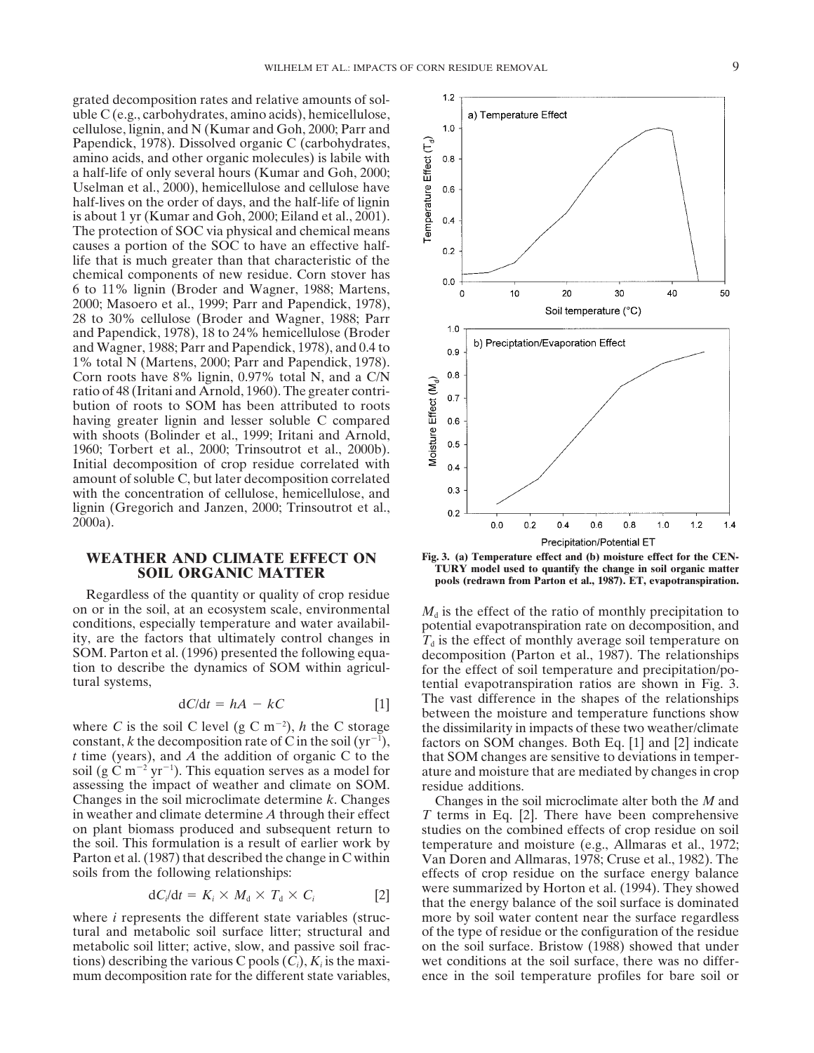grated decomposition rates and relative amounts of soluble C (e.g., carbohydrates, amino acids), hemicellulose, cellulose, lignin, and N (Kumar and Goh, 2000; Parr and Papendick, 1978). Dissolved organic C (carbohydrates, amino acids, and other organic molecules) is labile with a half-life of only several hours (Kumar and Goh, 2000; Uselman et al., 2000), hemicellulose and cellulose have half-lives on the order of days, and the half-life of lignin is about 1 yr (Kumar and Goh, 2000; Eiland et al., 2001). The protection of SOC via physical and chemical means causes a portion of the SOC to have an effective half-life that is much greater than that characteristic of the chemical components of new residue. Corn stover has 6 to 11% lignin (Broder and Wagner, 1988; Martens, 2000; Masoero et al., 1999; Parr and Papendick, 1978), 28 to 30% cellulose (Broder and Wagner, 1988; Parr and Papendick, 1978), 18 to 24% hemicellulose (Broder and Wagner, 1988; Parr and Papendick, 1978), and 0.4 to 1% total N (Martens, 2000; Parr and Papendick, 1978). Corn roots have 8% lignin, 0.97% total N, and a C/N ratio of 48 (Iritani and Arnold, 1960). The greater contribution of roots to SOM has been attributed to roots having greater lignin and lesser soluble C compared with shoots (Bolinder et al., 1999; Iritani and Arnold, 1960; Torbert et al., 2000; Trinsoutrot et al., 2000b). Initial decomposition of crop residue correlated with amount of soluble C, but later decomposition correlated with the concentration of cellulose, hemicellulose, and lignin (Gregorich and Janzen, 2000; Trinsoutrot et al., 2000a).

## WEATHER AND CLIMATE EFFECT ON SOIL ORGANIC MATTER

Regardless of the quantity or quality of crop residue on or in the soil, at an ecosystem scale, environmental conditions, especially temperature and water availability, are the factors that ultimately control changes in SOM. Parton et al. (1996) presented the following equation to describe the dynamics of SOM within agricultural systems,

$$dC/dt = hA - kC \quad [1]$$

where $C$ is the soil C level (g C m$^{-2}$), $h$ the C storage constant, $k$ the decomposition rate of C in the soil (yr$^{-1}$), $t$ time (years), and $A$ the addition of organic C to the soil (g C m$^{-2}$ yr$^{-1}$). This equation serves as a model for assessing the impact of weather and climate on SOM. Changes in the soil microclimate determine $k$. Changes in weather and climate determine $A$ through their effect on plant biomass produced and subsequent return to the soil. This formulation is a result of earlier work by Parton et al. (1987) that described the change in C within soils from the following relationships:

$$dC_i/dt = K_i \times M_d \times T_d \times C_i \quad [2]$$

where $i$ represents the different state variables (structural and metabolic soil surface litter; structural and metabolic soil litter; active, slow, and passive soil fractions) describing the various C pools ($C_i$), $K_i$ is the maximum decomposition rate for the different state variables, $M_d$ is the effect of the ratio of monthly precipitation to potential evapotranspiration rate on decomposition, and $T_d$ is the effect of monthly average soil temperature on decomposition (Parton et al., 1987). The relationships for the effect of soil temperature and precipitation/potential evapotranspiration ratios are shown in Fig. 3. The vast difference in the shapes of the relationships between the moisture and temperature functions show the dissimilarity in impacts of these two weather/climate factors on SOM changes. Both Eq. [1] and [2] indicate that SOM changes are sensitive to deviations in temperature and moisture that are mediated by changes in crop residue additions.

Changes in the soil microclimate alter both the $M$ and $T$ terms in Eq. [2]. There have been comprehensive studies on the combined effects of crop residue on soil temperature and moisture (e.g., Allmaras et al., 1972; Van Doren and Allmaras, 1978; Cruse et al., 1982). The effects of crop residue on the surface energy balance were summarized by Horton et al. (1994). They showed that the energy balance of the soil surface is dominated more by soil water content near the surface regardless of the type of residue or the configuration of the residue on the soil surface. Bristow (1988) showed that under wet conditions at the soil surface, there was no difference in the soil temperature profiles for bare soil or

**Fig. 3. (a) Temperature effect and (b) moisture effect for the CENTURY model used to quantify the change in soil organic matter pools (redrawn from Parton et al., 1987). ET, evapotranspiration.**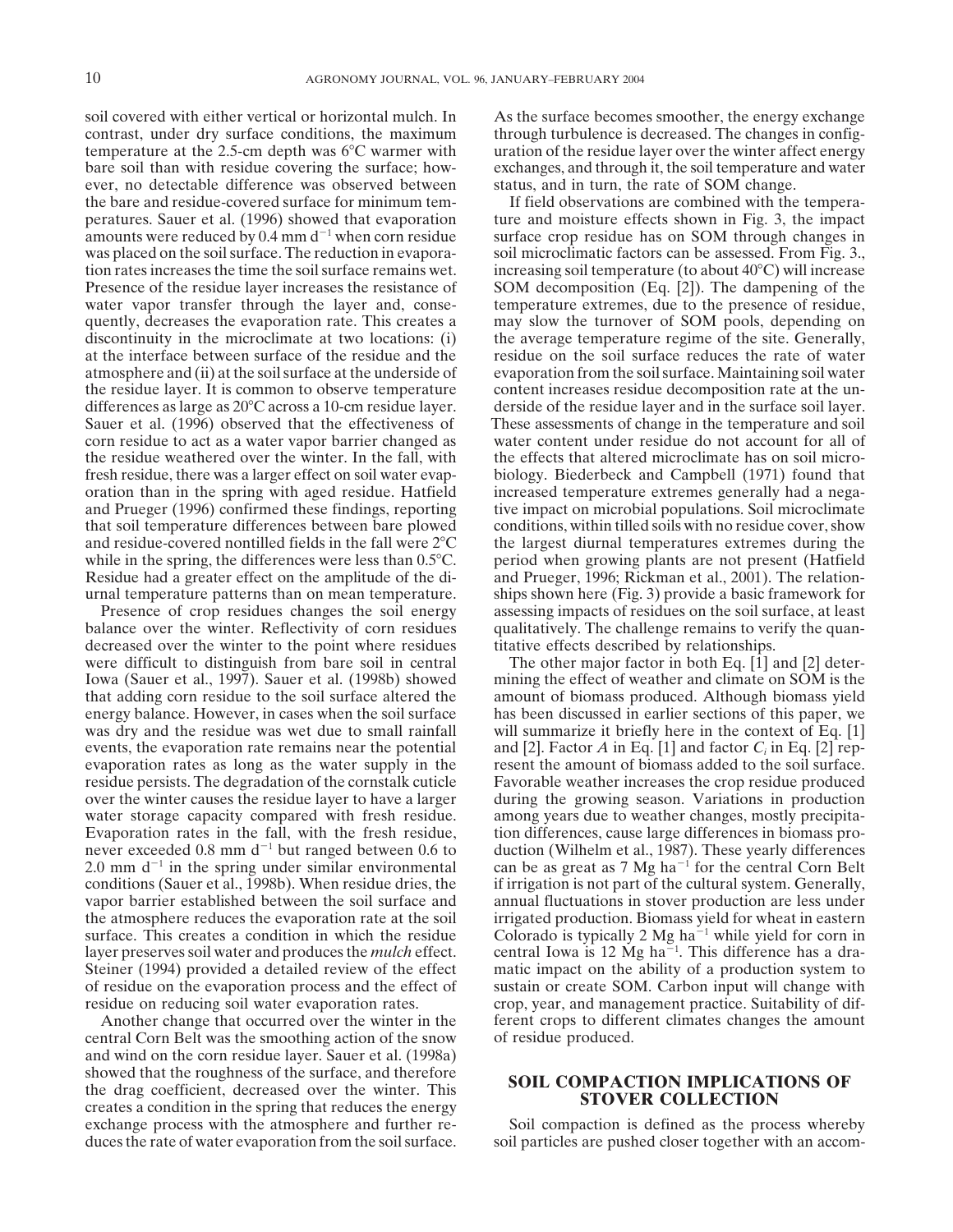soil covered with either vertical or horizontal mulch. In contrast, under dry surface conditions, the maximum temperature at the 2.5-cm depth was 6°C warmer with bare soil than with residue covering the surface; however, no detectable difference was observed between the bare and residue-covered surface for minimum temperatures. Sauer et al. (1996) showed that evaporation amounts were reduced by 0.4 mm $d^{-1}$ when corn residue was placed on the soil surface. The reduction in evaporation rates increases the time the soil surface remains wet. Presence of the residue layer increases the resistance of water vapor transfer through the layer and, consequently, decreases the evaporation rate. This creates a discontinuity in the microclimate at two locations: (i) at the interface between surface of the residue and the atmosphere and (ii) at the soil surface at the underside of the residue layer. It is common to observe temperature differences as large as 20°C across a 10-cm residue layer. Sauer et al. (1996) observed that the effectiveness of corn residue to act as a water vapor barrier changed as the residue weathered over the winter. In the fall, with fresh residue, there was a larger effect on soil water evaporation than in the spring with aged residue. Hatfield and Prueger (1996) confirmed these findings, reporting that soil temperature differences between bare plowed and residue-covered nontilled fields in the fall were 2°C while in the spring, the differences were less than 0.5°C. Residue had a greater effect on the amplitude of the diurnal temperature patterns than on mean temperature.

Presence of crop residues changes the soil energy balance over the winter. Reflectivity of corn residues decreased over the winter to the point where residues were difficult to distinguish from bare soil in central Iowa (Sauer et al., 1997). Sauer et al. (1998b) showed that adding corn residue to the soil surface altered the energy balance. However, in cases when the soil surface was dry and the residue was wet due to small rainfall events, the evaporation rate remains near the potential evaporation rates as long as the water supply in the residue persists. The degradation of the cornstalk cuticle over the winter causes the residue layer to have a larger water storage capacity compared with fresh residue. Evaporation rates in the fall, with the fresh residue, never exceeded 0.8 mm $d^{-1}$ but ranged between 0.6 to 2.0 mm $d^{-1}$ in the spring under similar environmental conditions (Sauer et al., 1998b). When residue dries, the vapor barrier established between the soil surface and the atmosphere reduces the evaporation rate at the soil surface. This creates a condition in which the residue layer preserves soil water and produces the *mulch* effect. Steiner (1994) provided a detailed review of the effect of residue on the evaporation process and the effect of residue on reducing soil water evaporation rates.

Another change that occurred over the winter in the central Corn Belt was the smoothing action of the snow and wind on the corn residue layer. Sauer et al. (1998a) showed that the roughness of the surface, and therefore the drag coefficient, decreased over the winter. This creates a condition in the spring that reduces the energy exchange process with the atmosphere and further reduces the rate of water evaporation from the soil surface. As the surface becomes smoother, the energy exchange through turbulence is decreased. The changes in configuration of the residue layer over the winter affect energy exchanges, and through it, the soil temperature and water status, and in turn, the rate of SOM change.

If field observations are combined with the temperature and moisture effects shown in Fig. 3, the impact surface crop residue has on SOM through changes in soil microclimatic factors can be assessed. From Fig. 3., increasing soil temperature (to about 40°C) will increase SOM decomposition (Eq. [2]). The dampening of the temperature extremes, due to the presence of residue, may slow the turnover of SOM pools, depending on the average temperature regime of the site. Generally, residue on the soil surface reduces the rate of water evaporation from the soil surface. Maintaining soil water content increases residue decomposition rate at the underside of the residue layer and in the surface soil layer. These assessments of change in the temperature and soil water content under residue do not account for all of the effects that altered microclimate has on soil microbiology. Biederbeck and Campbell (1971) found that increased temperature extremes generally had a negative impact on microbial populations. Soil microclimate conditions, within tilled soils with no residue cover, show the largest diurnal temperatures extremes during the period when growing plants are not present (Hatfield and Prueger, 1996; Rickman et al., 2001). The relationships shown here (Fig. 3) provide a basic framework for assessing impacts of residues on the soil surface, at least qualitatively. The challenge remains to verify the quantitative effects described by relationships.

The other major factor in both Eq. [1] and [2] determining the effect of weather and climate on SOM is the amount of biomass produced. Although biomass yield has been discussed in earlier sections of this paper, we will summarize it briefly here in the context of Eq. [1] and [2]. Factor $A$ in Eq. [1] and factor $C_i$ in Eq. [2] represent the amount of biomass added to the soil surface. Favorable weather increases the crop residue produced during the growing season. Variations in production among years due to weather changes, mostly precipitation differences, cause large differences in biomass production (Wilhelm et al., 1987). These yearly differences can be as great as 7 Mg $ha^{-1}$ for the central Corn Belt if irrigation is not part of the cultural system. Generally, annual fluctuations in stover production are less under irrigated production. Biomass yield for wheat in eastern Colorado is typically 2 Mg $ha^{-1}$ while yield for corn in central Iowa is 12 Mg $ha^{-1}$. This difference has a dramatic impact on the ability of a production system to sustain or create SOM. Carbon input will change with crop, year, and management practice. Suitability of different crops to different climates changes the amount of residue produced.

## SOIL COMPACTION IMPLICATIONS OF STOVER COLLECTION

Soil compaction is defined as the process whereby soil particles are pushed closer together with an accom-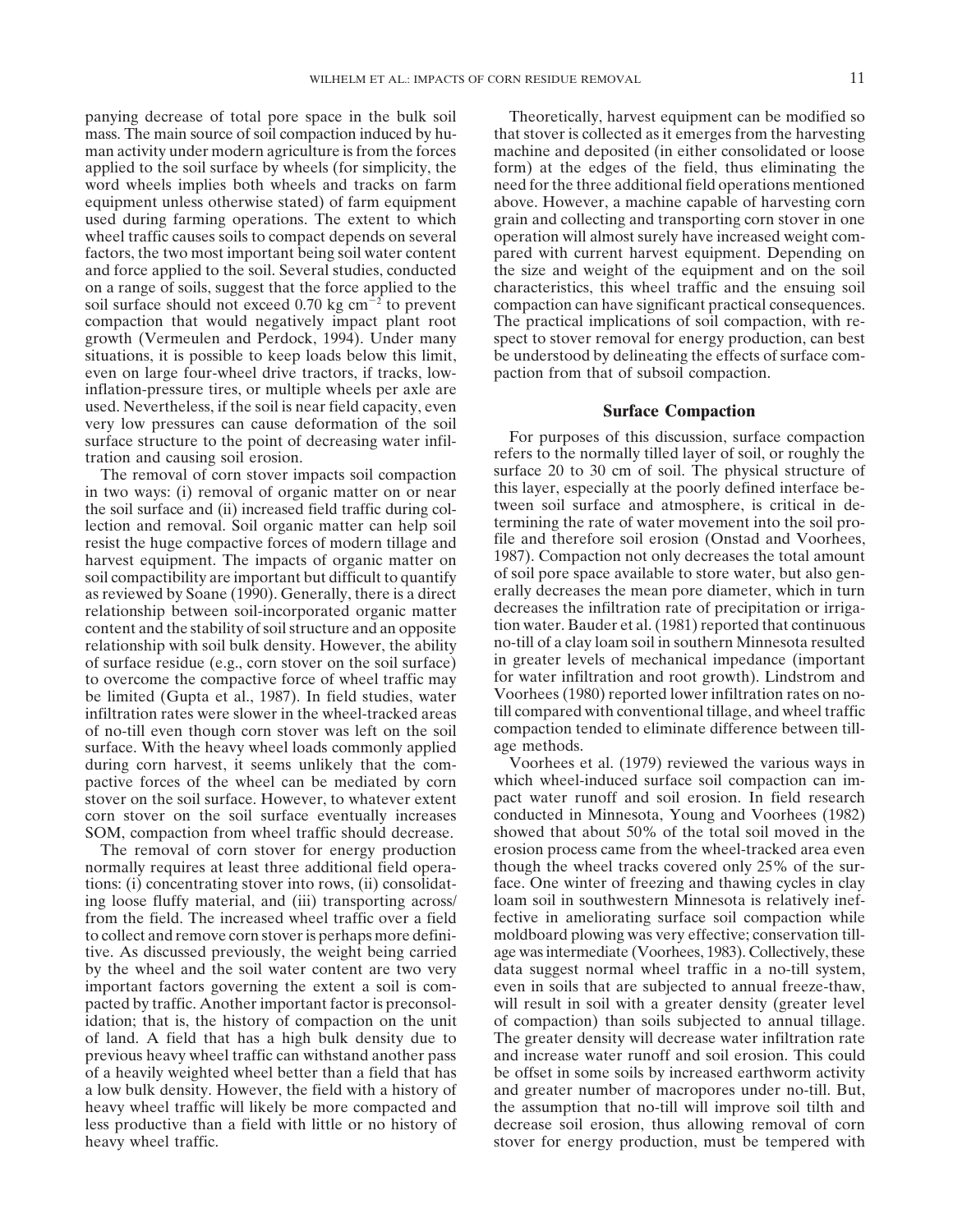panying decrease of total pore space in the bulk soil mass. The main source of soil compaction induced by human activity under modern agriculture is from the forces applied to the soil surface by wheels (for simplicity, the word wheels implies both wheels and tracks on farm equipment unless otherwise stated) of farm equipment used during farming operations. The extent to which wheel traffic causes soils to compact depends on several factors, the two most important being soil water content and force applied to the soil. Several studies, conducted on a range of soils, suggest that the force applied to the soil surface should not exceed 0.70 kg $cm^{-2}$ to prevent compaction that would negatively impact plant root growth (Vermeulen and Perdock, 1994). Under many situations, it is possible to keep loads below this limit, even on large four-wheel drive tractors, if tracks, low-inflation-pressure tires, or multiple wheels per axle are used. Nevertheless, if the soil is near field capacity, even very low pressures can cause deformation of the soil surface structure to the point of decreasing water infiltration and causing soil erosion.

The removal of corn stover impacts soil compaction in two ways: (i) removal of organic matter on or near the soil surface and (ii) increased field traffic during collection and removal. Soil organic matter can help soil resist the huge compactive forces of modern tillage and harvest equipment. The impacts of organic matter on soil compactibility are important but difficult to quantify as reviewed by Soane (1990). Generally, there is a direct relationship between soil-incorporated organic matter content and the stability of soil structure and an opposite relationship with soil bulk density. However, the ability of surface residue (e.g., corn stover on the soil surface) to overcome the compactive force of wheel traffic may be limited (Gupta et al., 1987). In field studies, water infiltration rates were slower in the wheel-tracked areas of no-till even though corn stover was left on the soil surface. With the heavy wheel loads commonly applied during corn harvest, it seems unlikely that the compactive forces of the wheel can be mediated by corn stover on the soil surface. However, to whatever extent corn stover on the soil surface eventually increases SOM, compaction from wheel traffic should decrease.

The removal of corn stover for energy production normally requires at least three additional field operations: (i) concentrating stover into rows, (ii) consolidating loose fluffy material, and (iii) transporting across/from the field. The increased wheel traffic over a field to collect and remove corn stover is perhaps more definitive. As discussed previously, the weight being carried by the wheel and the soil water content are two very important factors governing the extent a soil is compacted by traffic. Another important factor is preconsolidation; that is, the history of compaction on the unit of land. A field that has a high bulk density due to previous heavy wheel traffic can withstand another pass of a heavily weighted wheel better than a field that has a low bulk density. However, the field with a history of heavy wheel traffic will likely be more compacted and less productive than a field with little or no history of heavy wheel traffic.

Theoretically, harvest equipment can be modified so that stover is collected as it emerges from the harvesting machine and deposited (in either consolidated or loose form) at the edges of the field, thus eliminating the need for the three additional field operations mentioned above. However, a machine capable of harvesting corn grain and collecting and transporting corn stover in one operation will almost surely have increased weight compared with current harvest equipment. Depending on the size and weight of the equipment and on the soil characteristics, this wheel traffic and the ensuing soil compaction can have significant practical consequences. The practical implications of soil compaction, with respect to stover removal for energy production, can best be understood by delineating the effects of surface compaction from that of subsoil compaction.

## Surface Compaction

For purposes of this discussion, surface compaction refers to the normally tilled layer of soil, or roughly the surface 20 to 30 cm of soil. The physical structure of this layer, especially at the poorly defined interface between soil surface and atmosphere, is critical in determining the rate of water movement into the soil profile and therefore soil erosion (Onstad and Voorhees, 1987). Compaction not only decreases the total amount of soil pore space available to store water, but also generally decreases the mean pore diameter, which in turn decreases the infiltration rate of precipitation or irrigation water. Bauder et al. (1981) reported that continuous no-till of a clay loam soil in southern Minnesota resulted in greater levels of mechanical impedance (important for water infiltration and root growth). Lindstrom and Voorhees (1980) reported lower infiltration rates on no-till compared with conventional tillage, and wheel traffic compaction tended to eliminate difference between tillage methods.

Voorhees et al. (1979) reviewed the various ways in which wheel-induced surface soil compaction can impact water runoff and soil erosion. In field research conducted in Minnesota, Young and Voorhees (1982) showed that about 50% of the total soil moved in the erosion process came from the wheel-tracked area even though the wheel tracks covered only 25% of the surface. One winter of freezing and thawing cycles in clay loam soil in southwestern Minnesota is relatively ineffective in ameliorating surface soil compaction while moldboard plowing was very effective; conservation tillage was intermediate (Voorhees, 1983). Collectively, these data suggest normal wheel traffic in a no-till system, even in soils that are subjected to annual freeze-thaw, will result in soil with a greater density (greater level of compaction) than soils subjected to annual tillage. The greater density will decrease water infiltration rate and increase water runoff and soil erosion. This could be offset in some soils by increased earthworm activity and greater number of macropores under no-till. But, the assumption that no-till will improve soil tilth and decrease soil erosion, thus allowing removal of corn stover for energy production, must be tempered with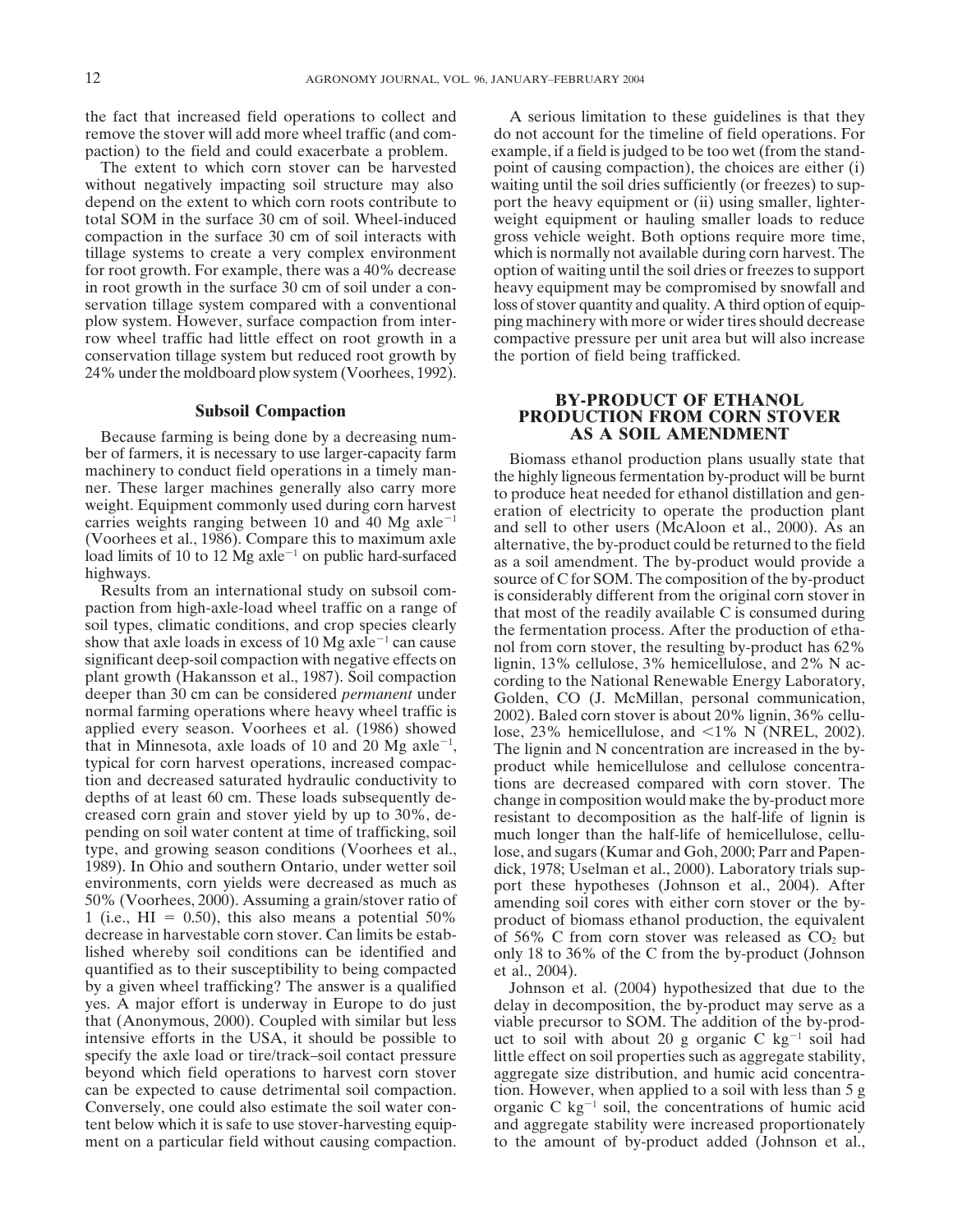the fact that increased field operations to collect and remove the stover will add more wheel traffic (and compaction) to the field and could exacerbate a problem.

The extent to which corn stover can be harvested without negatively impacting soil structure may also depend on the extent to which corn roots contribute to total SOM in the surface 30 cm of soil. Wheel-induced compaction in the surface 30 cm of soil interacts with tillage systems to create a very complex environment for root growth. For example, there was a 40% decrease in root growth in the surface 30 cm of soil under a conservation tillage system compared with a conventional plow system. However, surface compaction from inter-row wheel traffic had little effect on root growth in a conservation tillage system but reduced root growth by 24% under the moldboard plow system (Voorhees, 1992).

## Subsoil Compaction

Because farming is being done by a decreasing number of farmers, it is necessary to use larger-capacity farm machinery to conduct field operations in a timely manner. These larger machines generally also carry more weight. Equipment commonly used during corn harvest carries weights ranging between 10 and 40 Mg axle$^{-1}$ (Voorhees et al., 1986). Compare this to maximum axle load limits of 10 to 12 Mg axle$^{-1}$ on public hard-surfaced highways.

Results from an international study on subsoil compaction from high-axle-load wheel traffic on a range of soil types, climatic conditions, and crop species clearly show that axle loads in excess of 10 Mg axle$^{-1}$ can cause significant deep-soil compaction with negative effects on plant growth (Hakansson et al., 1987). Soil compaction deeper than 30 cm can be considered *permanent* under normal farming operations where heavy wheel traffic is applied every season. Voorhees et al. (1986) showed that in Minnesota, axle loads of 10 and 20 Mg axle$^{-1}$, typical for corn harvest operations, increased compaction and decreased saturated hydraulic conductivity to depths of at least 60 cm. These loads subsequently decreased corn grain and stover yield by up to 30%, depending on soil water content at time of trafficking, soil type, and growing season conditions (Voorhees et al., 1989). In Ohio and southern Ontario, under wetter soil environments, corn yields were decreased as much as 50% (Voorhees, 2000). Assuming a grain/stover ratio of 1 (i.e., HI = 0.50), this also means a potential 50% decrease in harvestable corn stover. Can limits be established whereby soil conditions can be identified and quantified as to their susceptibility to being compacted by a given wheel trafficking? The answer is a qualified yes. A major effort is underway in Europe to do just that (Anonymous, 2000). Coupled with similar but less intensive efforts in the USA, it should be possible to specify the axle load or tire/track–soil contact pressure beyond which field operations to harvest corn stover can be expected to cause detrimental soil compaction. Conversely, one could also estimate the soil water content below which it is safe to use stover-harvesting equipment on a particular field without causing compaction.

A serious limitation to these guidelines is that they do not account for the timeline of field operations. For example, if a field is judged to be too wet (from the standpoint of causing compaction), the choices are either (i) waiting until the soil dries sufficiently (or freezes) to support the heavy equipment or (ii) using smaller, lighter-weight equipment or hauling smaller loads to reduce gross vehicle weight. Both options require more time, which is normally not available during corn harvest. The option of waiting until the soil dries or freezes to support heavy equipment may be compromised by snowfall and loss of stover quantity and quality. A third option of equipping machinery with more or wider tires should decrease compactive pressure per unit area but will also increase the portion of field being trafficked.

## BY-PRODUCT OF ETHANOL PRODUCTION FROM CORN STOVER AS A SOIL AMENDMENT

Biomass ethanol production plans usually state that the highly ligneous fermentation by-product will be burnt to produce heat needed for ethanol distillation and generation of electricity to operate the production plant and sell to other users (McAloon et al., 2000). As an alternative, the by-product could be returned to the field as a soil amendment. The by-product would provide a source of C for SOM. The composition of the by-product is considerably different from the original corn stover in that most of the readily available C is consumed during the fermentation process. After the production of ethanol from corn stover, the resulting by-product has 62% lignin, 13% cellulose, 3% hemicellulose, and 2% N according to the National Renewable Energy Laboratory, Golden, CO (J. McMillan, personal communication, 2002). Baled corn stover is about 20% lignin, 36% cellulose, 23% hemicellulose, and <1% N (NREL, 2002). The lignin and N concentration are increased in the by-product while hemicellulose and cellulose concentrations are decreased compared with corn stover. The change in composition would make the by-product more resistant to decomposition as the half-life of lignin is much longer than the half-life of hemicellulose, cellulose, and sugars (Kumar and Goh, 2000; Parr and Papendick, 1978; Uselman et al., 2000). Laboratory trials support these hypotheses (Johnson et al., 2004). After amending soil cores with either corn stover or the by-product of biomass ethanol production, the equivalent of 56% C from corn stover was released as $CO_2$ but only 18 to 36% of the C from the by-product (Johnson et al., 2004).

Johnson et al. (2004) hypothesized that due to the delay in decomposition, the by-product may serve as a viable precursor to SOM. The addition of the by-product to soil with about 20 g organic C kg$^{-1}$ soil had little effect on soil properties such as aggregate stability, aggregate size distribution, and humic acid concentration. However, when applied to a soil with less than 5 g organic C kg$^{-1}$ soil, the concentrations of humic acid and aggregate stability were increased proportionately to the amount of by-product added (Johnson et al.,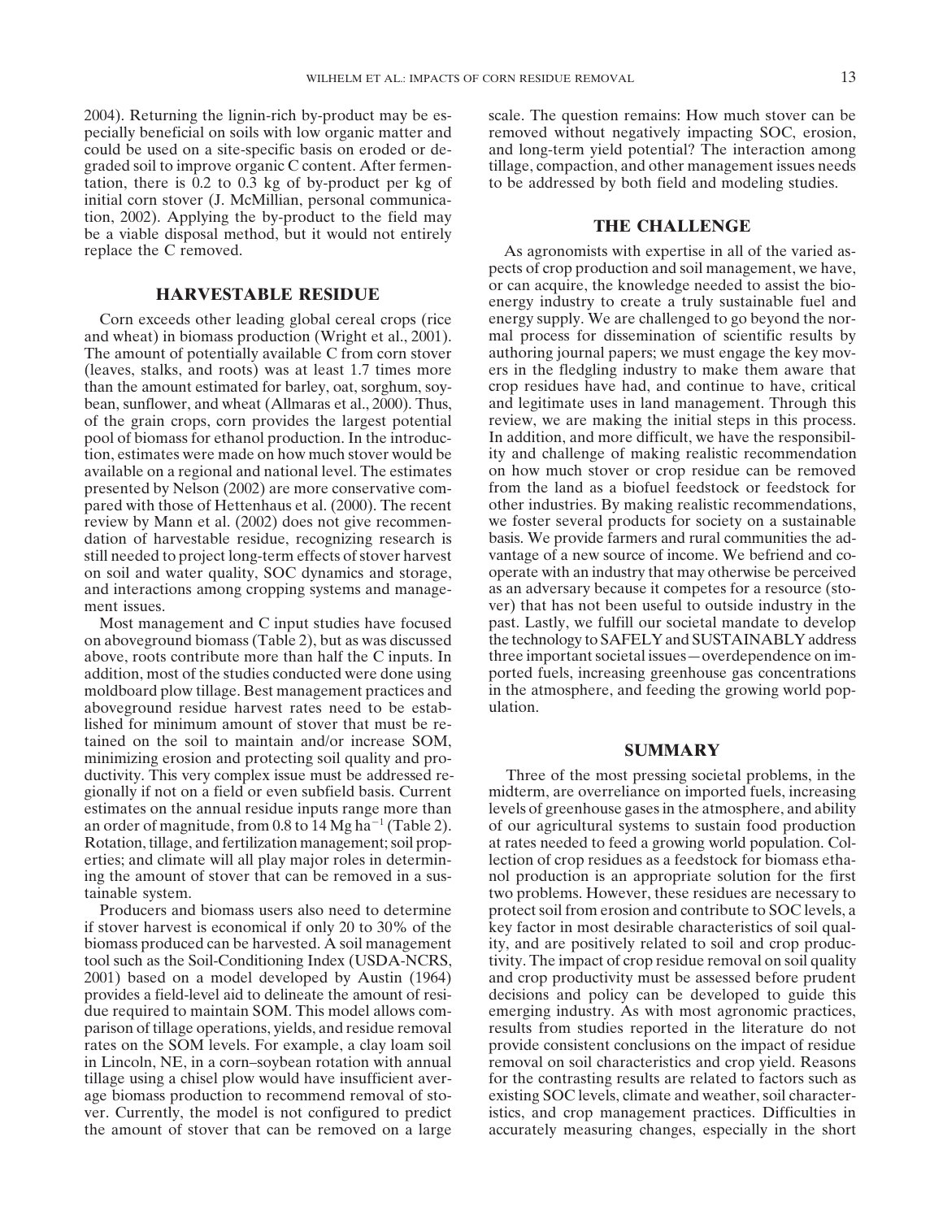2004). Returning the lignin-rich by-product may be especially beneficial on soils with low organic matter and could be used on a site-specific basis on eroded or degraded soil to improve organic C content. After fermentation, there is 0.2 to 0.3 kg of by-product per kg of initial corn stover (J. McMillian, personal communication, 2002). Applying the by-product to the field may be a viable disposal method, but it would not entirely replace the C removed.

## HARVESTABLE RESIDUE

Corn exceeds other leading global cereal crops (rice and wheat) in biomass production (Wright et al., 2001). The amount of potentially available C from corn stover (leaves, stalks, and roots) was at least 1.7 times more than the amount estimated for barley, oat, sorghum, soybean, sunflower, and wheat (Allmaras et al., 2000). Thus, of the grain crops, corn provides the largest potential pool of biomass for ethanol production. In the introduction, estimates were made on how much stover would be available on a regional and national level. The estimates presented by Nelson (2002) are more conservative compared with those of Hettenhaus et al. (2000). The recent review by Mann et al. (2002) does not give recommendation of harvestable residue, recognizing research is still needed to project long-term effects of stover harvest on soil and water quality, SOC dynamics and storage, and interactions among cropping systems and management issues.

Most management and C input studies have focused on aboveground biomass (Table 2), but as was discussed above, roots contribute more than half the C inputs. In addition, most of the studies conducted were done using moldboard plow tillage. Best management practices and aboveground residue harvest rates need to be established for minimum amount of stover that must be retained on the soil to maintain and/or increase SOM, minimizing erosion and protecting soil quality and productivity. This very complex issue must be addressed regionally if not on a field or even subfield basis. Current estimates on the annual residue inputs range more than an order of magnitude, from 0.8 to 14 Mg ha$^{-1}$ (Table 2). Rotation, tillage, and fertilization management; soil properties; and climate will all play major roles in determining the amount of stover that can be removed in a sustainable system.

Producers and biomass users also need to determine if stover harvest is economical if only 20 to 30% of the biomass produced can be harvested. A soil management tool such as the Soil-Conditioning Index (USDA-NCRS, 2001) based on a model developed by Austin (1964) provides a field-level aid to delineate the amount of residue required to maintain SOM. This model allows comparison of tillage operations, yields, and residue removal rates on the SOM levels. For example, a clay loam soil in Lincoln, NE, in a corn–soybean rotation with annual tillage using a chisel plow would have insufficient average biomass production to recommend removal of stover. Currently, the model is not configured to predict the amount of stover that can be removed on a large scale. The question remains: How much stover can be removed without negatively impacting SOC, erosion, and long-term yield potential? The interaction among tillage, compaction, and other management issues needs to be addressed by both field and modeling studies.

## THE CHALLENGE

As agronomists with expertise in all of the varied aspects of crop production and soil management, we have, or can acquire, the knowledge needed to assist the bioenergy industry to create a truly sustainable fuel and energy supply. We are challenged to go beyond the normal process for dissemination of scientific results by authoring journal papers; we must engage the key movers in the fledgling industry to make them aware that crop residues have had, and continue to have, critical and legitimate uses in land management. Through this review, we are making the initial steps in this process. In addition, and more difficult, we have the responsibility and challenge of making realistic recommendation on how much stover or crop residue can be removed from the land as a biofuel feedstock or feedstock for other industries. By making realistic recommendations, we foster several products for society on a sustainable basis. We provide farmers and rural communities the advantage of a new source of income. We befriend and cooperate with an industry that may otherwise be perceived as an adversary because it competes for a resource (stover) that has not been useful to outside industry in the past. Lastly, we fulfill our societal mandate to develop the technology to SAFELY and SUSTAINABLY address three important societal issues—overdependence on imported fuels, increasing greenhouse gas concentrations in the atmosphere, and feeding the growing world population.

## SUMMARY

Three of the most pressing societal problems, in the midterm, are overreliance on imported fuels, increasing levels of greenhouse gases in the atmosphere, and ability of our agricultural systems to sustain food production at rates needed to feed a growing world population. Collection of crop residues as a feedstock for biomass ethanol production is an appropriate solution for the first two problems. However, these residues are necessary to protect soil from erosion and contribute to SOC levels, a key factor in most desirable characteristics of soil quality, and are positively related to soil and crop productivity. The impact of crop residue removal on soil quality and crop productivity must be assessed before prudent decisions and policy can be developed to guide this emerging industry. As with most agronomic practices, results from studies reported in the literature do not provide consistent conclusions on the impact of residue removal on soil characteristics and crop yield. Reasons for the contrasting results are related to factors such as existing SOC levels, climate and weather, soil characteristics, and crop management practices. Difficulties in accurately measuring changes, especially in the short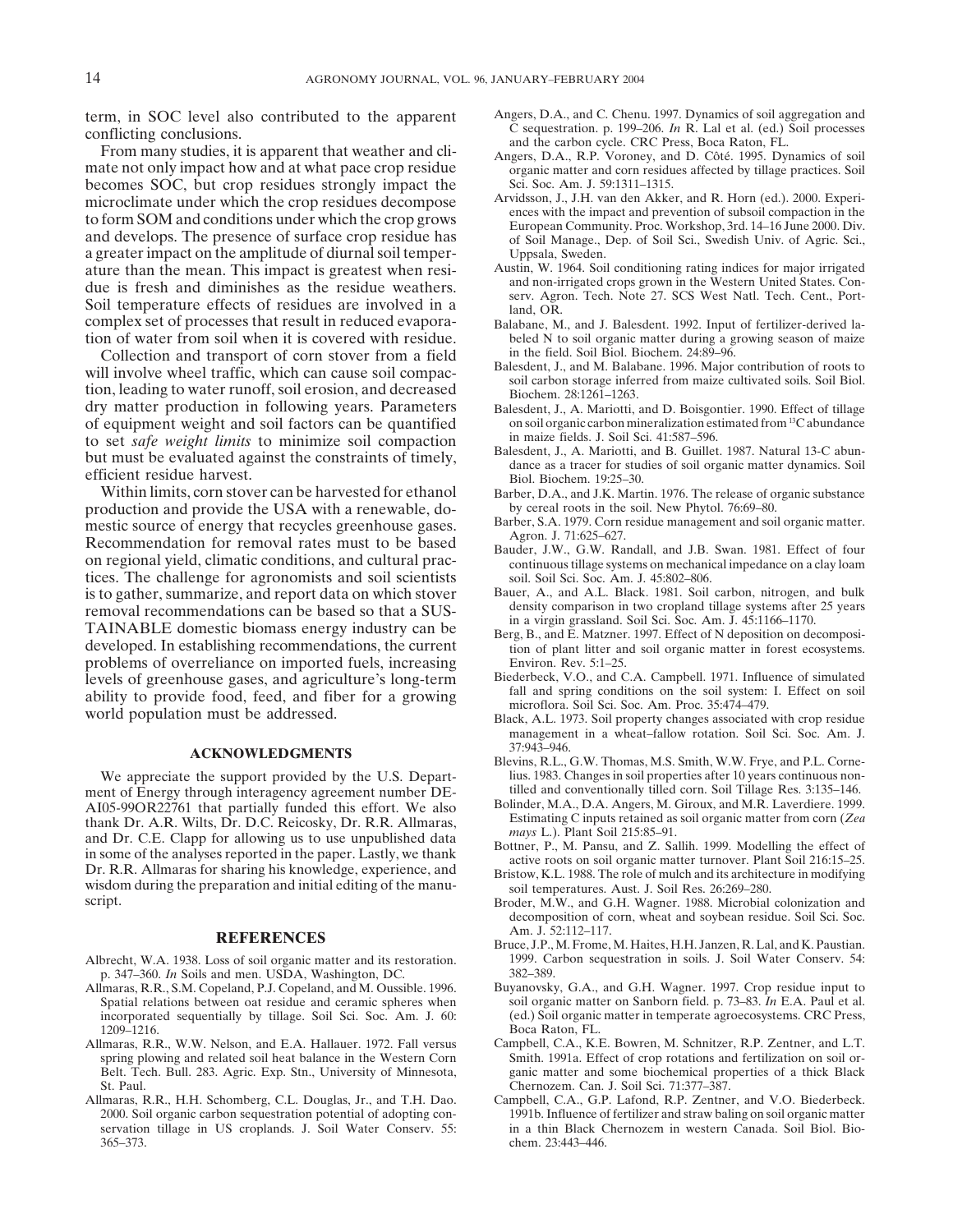term, in SOC level also contributed to the apparent conflicting conclusions.

From many studies, it is apparent that weather and climate not only impact how and at what pace crop residue becomes SOC, but crop residues strongly impact the microclimate under which the crop residues decompose to form SOM and conditions under which the crop grows and develops. The presence of surface crop residue has a greater impact on the amplitude of diurnal soil temperature than the mean. This impact is greatest when residue is fresh and diminishes as the residue weathers. Soil temperature effects of residues are involved in a complex set of processes that result in reduced evaporation of water from soil when it is covered with residue.

Collection and transport of corn stover from a field will involve wheel traffic, which can cause soil compaction, leading to water runoff, soil erosion, and decreased dry matter production in following years. Parameters of equipment weight and soil factors can be quantified to set *safe weight limits* to minimize soil compaction but must be evaluated against the constraints of timely, efficient residue harvest.

Within limits, corn stover can be harvested for ethanol production and provide the USA with a renewable, domestic source of energy that recycles greenhouse gases. Recommendation for removal rates must to be based on regional yield, climatic conditions, and cultural practices. The challenge for agronomists and soil scientists is to gather, summarize, and report data on which stover removal recommendations can be based so that a SUSTAINABLE domestic biomass energy industry can be developed. In establishing recommendations, the current problems of overreliance on imported fuels, increasing levels of greenhouse gases, and agriculture's long-term ability to provide food, feed, and fiber for a growing world population must be addressed.

## ACKNOWLEDGMENTS

We appreciate the support provided by the U.S. Department of Energy through interagency agreement number DE-AI05-99OR22761 that partially funded this effort. We also thank Dr. A.R. Wilts, Dr. D.C. Reicosky, Dr. R.R. Allmaras, and Dr. C.E. Clapp for allowing us to use unpublished data in some of the analyses reported in the paper. Lastly, we thank Dr. R.R. Allmaras for sharing his knowledge, experience, and wisdom during the preparation and initial editing of the manuscript.

## REFERENCES

Albrecht, W.A. 1938. Loss of soil organic matter and its restoration. p. 347–360. *In* Soils and men. USDA, Washington, DC.

Allmaras, R.R., S.M. Copeland, P.J. Copeland, and M. Oussible. 1996. Spatial relations between oat residue and ceramic spheres when incorporated sequentially by tillage. Soil Sci. Soc. Am. J. 60: 1209–1216.

Allmaras, R.R., W.W. Nelson, and E.A. Hallauer. 1972. Fall versus spring plowing and related soil heat balance in the Western Corn Belt. Tech. Bull. 283. Agric. Exp. Stn., University of Minnesota, St. Paul.

Allmaras, R.R., H.H. Schomberg, C.L. Douglas, Jr., and T.H. Dao. 2000. Soil organic carbon sequestration potential of adopting conservation tillage in US croplands. J. Soil Water Conserv. 55: 365–373.

Angers, D.A., and C. Chenu. 1997. Dynamics of soil aggregation and C sequestration. p. 199–206. *In* R. Lal et al. (ed.) Soil processes and the carbon cycle. CRC Press, Boca Raton, FL.

Angers, D.A., R.P. Voroney, and D. Côté. 1995. Dynamics of soil organic matter and corn residues affected by tillage practices. Soil Sci. Soc. Am. J. 59:1311–1315.

Arvidsson, J., J.H. van den Akker, and R. Horn (ed.). 2000. Experiences with the impact and prevention of subsoil compaction in the European Community. Proc. Workshop, 3rd. 14–16 June 2000. Div. of Soil Manage., Dep. of Soil Sci., Swedish Univ. of Agric. Sci., Uppsala, Sweden.

Austin, W. 1964. Soil conditioning rating indices for major irrigated and non-irrigated crops grown in the Western United States. Conserv. Agron. Tech. Note 27. SCS West Natl. Tech. Cent., Portland, OR.

Balabane, M., and J. Balesdent. 1992. Input of fertilizer-derived labeled N to soil organic matter during a growing season of maize in the field. Soil Biol. Biochem. 24:89–96.

Balesdent, J., and M. Balabane. 1996. Major contribution of roots to soil carbon storage inferred from maize cultivated soils. Soil Biol. Biochem. 28:1261–1263.

Balesdent, J., A. Mariotti, and D. Boisgontier. 1990. Effect of tillage on soil organic carbon mineralization estimated from $^{13}C$ abundance in maize fields. J. Soil Sci. 41:587–596.

Balesdent, J., A. Mariotti, and B. Guillet. 1987. Natural 13-C abundance as a tracer for studies of soil organic matter dynamics. Soil Biol. Biochem. 19:25–30.

Barber, D.A., and J.K. Martin. 1976. The release of organic substance by cereal roots in the soil. New Phytol. 76:69–80.

Barber, S.A. 1979. Corn residue management and soil organic matter. Agron. J. 71:625–627.

Bauder, J.W., G.W. Randall, and J.B. Swan. 1981. Effect of four continuous tillage systems on mechanical impedance on a clay loam soil. Soil Sci. Soc. Am. J. 45:802–806.

Bauer, A., and A.L. Black. 1981. Soil carbon, nitrogen, and bulk density comparison in two cropland tillage systems after 25 years in a virgin grassland. Soil Sci. Soc. Am. J. 45:1166–1170.

Berg, B., and E. Matzner. 1997. Effect of N deposition on decomposition of plant litter and soil organic matter in forest ecosystems. Environ. Rev. 5:1–25.

Biederbeck, V.O., and C.A. Campbell. 1971. Influence of simulated fall and spring conditions on the soil system: I. Effect on soil microflora. Soil Sci. Soc. Am. Proc. 35:474–479.

Black, A.L. 1973. Soil property changes associated with crop residue management in a wheat–fallow rotation. Soil Sci. Soc. Am. J. 37:943–946.

Blevins, R.L., G.W. Thomas, M.S. Smith, W.W. Frye, and P.L. Cornelius. 1983. Changes in soil properties after 10 years continuous non-tilled and conventionally tilled corn. Soil Tillage Res. 3:135–146.

Bolinder, M.A., D.A. Angers, M. Giroux, and M.R. Laverdiere. 1999. Estimating C inputs retained as soil organic matter from corn (*Zea mays* L.). Plant Soil 215:85–91.

Bottner, P., M. Pansu, and Z. Sallih. 1999. Modelling the effect of active roots on soil organic matter turnover. Plant Soil 216:15–25.

Bristow, K.L. 1988. The role of mulch and its architecture in modifying soil temperatures. Aust. J. Soil Res. 26:269–280.

Broder, M.W., and G.H. Wagner. 1988. Microbial colonization and decomposition of corn, wheat and soybean residue. Soil Sci. Soc. Am. J. 52:112–117.

Bruce, J.P., M. Frome, M. Haites, H.H. Janzen, R. Lal, and K. Paustian. 1999. Carbon sequestration in soils. J. Soil Water Conserv. 54: 382–389.

Buyanovsky, G.A., and G.H. Wagner. 1997. Crop residue input to soil organic matter on Sanborn field. p. 73–83. *In* E.A. Paul et al. (ed.) Soil organic matter in temperate agroecosystems. CRC Press, Boca Raton, FL.

Campbell, C.A., K.E. Bowren, M. Schnitzer, R.P. Zentner, and L.T. Smith. 1991a. Effect of crop rotations and fertilization on soil organic matter and some biochemical properties of a thick Black Chernozem. Can. J. Soil Sci. 71:377–387.

Campbell, C.A., G.P. Lafond, R.P. Zentner, and V.O. Biederbeck. 1991b. Influence of fertilizer and straw baling on soil organic matter in a thin Black Chernozem in western Canada. Soil Biol. Biochem. 23:443–446.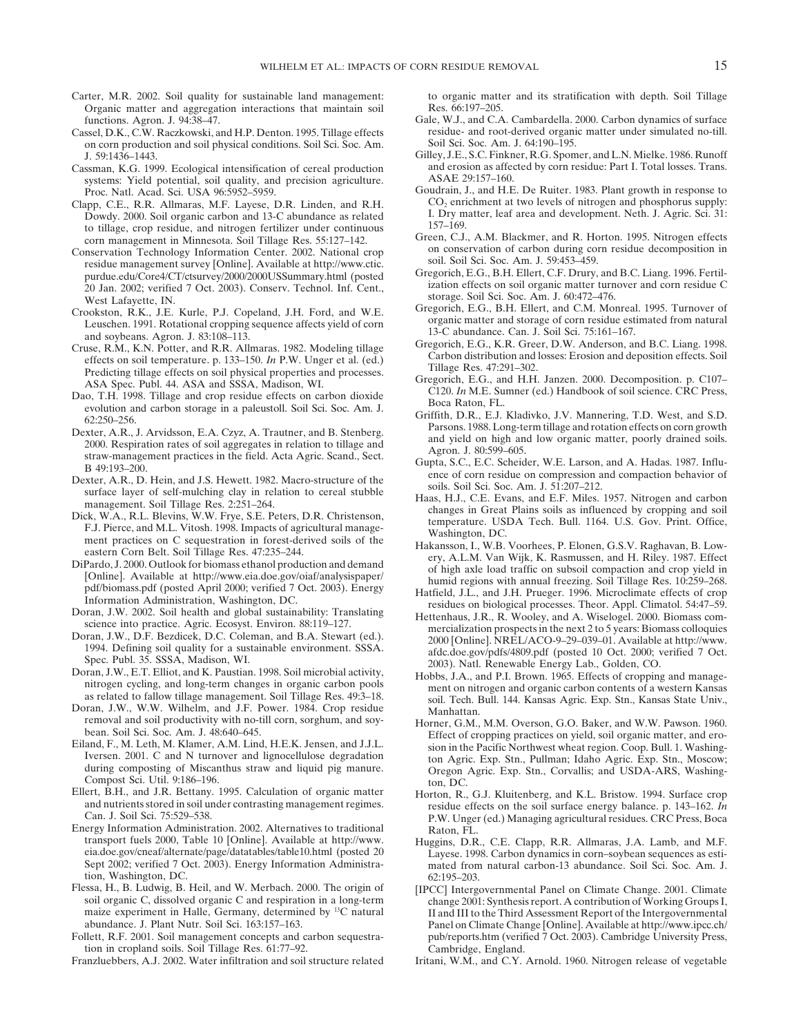Carter, M.R. 2002. Soil quality for sustainable land management: Organic matter and aggregation interactions that maintain soil functions. Agron. J. 94:38–47.

Cassel, D.K., C.W. Raczkowski, and H.P. Denton. 1995. Tillage effects on corn production and soil physical conditions. Soil Sci. Soc. Am. J. 59:1436–1443.

Cassman, K.G. 1999. Ecological intensification of cereal production systems: Yield potential, soil quality, and precision agriculture. Proc. Natl. Acad. Sci. USA 96:5952–5959.

Clapp, C.E., R.R. Allmaras, M.F. Layese, D.R. Linden, and R.H. Dowdy. 2000. Soil organic carbon and 13-C abundance as related to tillage, crop residue, and nitrogen fertilizer under continuous corn management in Minnesota. Soil Tillage Res. 55:127–142.

Conservation Technology Information Center. 2002. National crop residue management survey [Online]. Available at http://www.ctic.purdue.edu/Core4/CT/ctsurvey/2000/2000USSummary.html (posted 20 Jan. 2002; verified 7 Oct. 2003). Conserv. Technol. Inf. Cent., West Lafayette, IN.

Crookston, R.K., J.E. Kurle, P.J. Copeland, J.H. Ford, and W.E. Leuschen. 1991. Rotational cropping sequence affects yield of corn and soybeans. Agron. J. 83:108–113.

Cruse, R.M., K.N. Potter, and R.R. Allmaras. 1982. Modeling tillage effects on soil temperature. p. 133–150. *In* P.W. Unger et al. (ed.) Predicting tillage effects on soil physical properties and processes. ASA Spec. Publ. 44. ASA and SSSA, Madison, WI.

Dao, T.H. 1998. Tillage and crop residue effects on carbon dioxide evolution and carbon storage in a paleustoll. Soil Sci. Soc. Am. J. 62:250–256.

Dexter, A.R., J. Arvidsson, E.A. Czyz, A. Trautner, and B. Stenberg. 2000. Respiration rates of soil aggregates in relation to tillage and straw-management practices in the field. Acta Agric. Scand., Sect. B 49:193–200.

Dexter, A.R., D. Hein, and J.S. Hewett. 1982. Macro-structure of the surface layer of self-mulching clay in relation to cereal stubble management. Soil Tillage Res. 2:251–264.

Dick, W.A., R.L. Blevins, W.W. Frye, S.E. Peters, D.R. Christenson, F.J. Pierce, and M.L. Vitosh. 1998. Impacts of agricultural management practices on C sequestration in forest-derived soils of the eastern Corn Belt. Soil Tillage Res. 47:235–244.

DiPardo, J. 2000. Outlook for biomass ethanol production and demand [Online]. Available at http://www.eia.doe.gov/oiaf/analysispaper/pdf/biomass.pdf (posted April 2000; verified 7 Oct. 2003). Energy Information Administration, Washington, DC.

Doran, J.W. 2002. Soil health and global sustainability: Translating science into practice. Agric. Ecosyst. Environ. 88:119–127.

Doran, J.W., D.F. Bezdicek, D.C. Coleman, and B.A. Stewart (ed.). 1994. Defining soil quality for a sustainable environment. SSSA. Spec. Publ. 35. SSSA, Madison, WI.

Doran, J.W., E.T. Elliot, and K. Paustian. 1998. Soil microbial activity, nitrogen cycling, and long-term changes in organic carbon pools as related to fallow tillage management. Soil Tillage Res. 49:3–18.

Doran, J.W., W.W. Wilhelm, and J.F. Power. 1984. Crop residue removal and soil productivity with no-till corn, sorghum, and soybean. Soil Sci. Soc. Am. J. 48:640–645.

Eiland, F., M. Leth, M. Klamer, A.M. Lind, H.E.K. Jensen, and J.J.L. Iversen. 2001. C and N turnover and lignocellulose degradation during composting of Miscanthus straw and liquid pig manure. Compost Sci. Util. 9:186–196.

Ellert, B.H., and J.R. Bettany. 1995. Calculation of organic matter and nutrients stored in soil under contrasting management regimes. Can. J. Soil Sci. 75:529–538.

Energy Information Administration. 2002. Alternatives to traditional transport fuels 2000, Table 10 [Online]. Available at http://www.eia.doe.gov/cneaf/alternate/page/datatables/table10.html (posted 20 Sept 2002; verified 7 Oct. 2003). Energy Information Administration, Washington, DC.

Flessa, H., B. Ludwig, B. Heil, and W. Merbach. 2000. The origin of soil organic C, dissolved organic C and respiration in a long-term maize experiment in Halle, Germany, determined by $^{13}$C natural abundance. J. Plant Nutr. Soil Sci. 163:157–163.

Follett, R.F. 2001. Soil management concepts and carbon sequestration in cropland soils. Soil Tillage Res. 61:77–92.

Franzluebbers, A.J. 2002. Water infiltration and soil structure related to organic matter and its stratification with depth. Soil Tillage Res. 66:197–205.

Gale, W.J., and C.A. Cambardella. 2000. Carbon dynamics of surface residue- and root-derived organic matter under simulated no-till. Soil Sci. Soc. Am. J. 64:190–195.

Gilley, J.E., S.C. Finkner, R.G. Spomer, and L.N. Mielke. 1986. Runoff and erosion as affected by corn residue: Part I. Total losses. Trans. ASAE 29:157–160.

Goudrain, J., and H.E. De Ruiter. 1983. Plant growth in response to $CO_2$ enrichment at two levels of nitrogen and phosphorus supply: I. Dry matter, leaf area and development. Neth. J. Agric. Sci. 31: 157–169.

Green, C.J., A.M. Blackmer, and R. Horton. 1995. Nitrogen effects on conservation of carbon during corn residue decomposition in soil. Soil Sci. Soc. Am. J. 59:453–459.

Gregorich, E.G., B.H. Ellert, C.F. Drury, and B.C. Liang. 1996. Fertilization effects on soil organic matter turnover and corn residue C storage. Soil Sci. Soc. Am. J. 60:472–476.

Gregorich, E.G., B.H. Ellert, and C.M. Monreal. 1995. Turnover of organic matter and storage of corn residue estimated from natural 13-C abundance. Can. J. Soil Sci. 75:161–167.

Gregorich, E.G., K.R. Greer, D.W. Anderson, and B.C. Liang. 1998. Carbon distribution and losses: Erosion and deposition effects. Soil Tillage Res. 47:291–302.

Gregorich, E.G., and H.H. Janzen. 2000. Decomposition. p. C107–C120. *In* M.E. Sumner (ed.) Handbook of soil science. CRC Press, Boca Raton, FL.

Griffith, D.R., E.J. Kladivko, J.V. Mannering, T.D. West, and S.D. Parsons. 1988. Long-term tillage and rotation effects on corn growth and yield on high and low organic matter, poorly drained soils. Agron. J. 80:599–605.

Gupta, S.C., E.C. Scheider, W.E. Larson, and A. Hadas. 1987. Influence of corn residue on compression and compaction behavior of soils. Soil Sci. Soc. Am. J. 51:207–212.

Haas, H.J., C.E. Evans, and E.F. Miles. 1957. Nitrogen and carbon changes in Great Plains soils as influenced by cropping and soil temperature. USDA Tech. Bull. 1164. U.S. Gov. Print. Office, Washington, DC.

Hakansson, I., W.B. Voorhees, P. Elonen, G.S.V. Raghavan, B. Lowery, A.L.M. Van Wijk, K. Rasmussen, and H. Riley. 1987. Effect of high axle load traffic on subsoil compaction and crop yield in humid regions with annual freezing. Soil Tillage Res. 10:259–268.

Hatfield, J.L., and J.H. Prueger. 1996. Microclimate effects of crop residues on biological processes. Theor. Appl. Climatol. 54:47–59.

Hettenhaus, J.R., R. Wooley, and A. Wiselogel. 2000. Biomass commercialization prospects in the next 2 to 5 years: Biomass colloquies 2000 [Online]. NREL/ACO-9–29–039–01. Available at http://www.afdc.doe.gov/pdfs/4809.pdf (posted 10 Oct. 2000; verified 7 Oct. 2003). Natl. Renewable Energy Lab., Golden, CO.

Hobbs, J.A., and P.I. Brown. 1965. Effects of cropping and management on nitrogen and organic carbon contents of a western Kansas soil. Tech. Bull. 144. Kansas Agric. Exp. Stn., Kansas State Univ., Manhattan.

Horner, G.M., M.M. Overson, G.O. Baker, and W.W. Pawson. 1960. Effect of cropping practices on yield, soil organic matter, and erosion in the Pacific Northwest wheat region. Coop. Bull. 1. Washington Agric. Exp. Stn., Pullman; Idaho Agric. Exp. Stn., Moscow; Oregon Agric. Exp. Stn., Corvallis; and USDA-ARS, Washington, DC.

Horton, R., G.J. Kluitenberg, and K.L. Bristow. 1994. Surface crop residue effects on the soil surface energy balance. p. 143–162. *In* P.W. Unger (ed.) Managing agricultural residues. CRC Press, Boca Raton, FL.

Huggins, D.R., C.E. Clapp, R.R. Allmaras, J.A. Lamb, and M.F. Layese. 1998. Carbon dynamics in corn–soybean sequences as estimated from natural carbon-13 abundance. Soil Sci. Soc. Am. J. 62:195–203.

[IPCC] Intergovernmental Panel on Climate Change. 2001. Climate change 2001: Synthesis report. A contribution of Working Groups I, II and III to the Third Assessment Report of the Intergovernmental Panel on Climate Change [Online]. Available at http://www.ipcc.ch/pub/reports.htm (verified 7 Oct. 2003). Cambridge University Press, Cambridge, England.

Iritani, W.M., and C.Y. Arnold. 1960. Nitrogen release of vegetable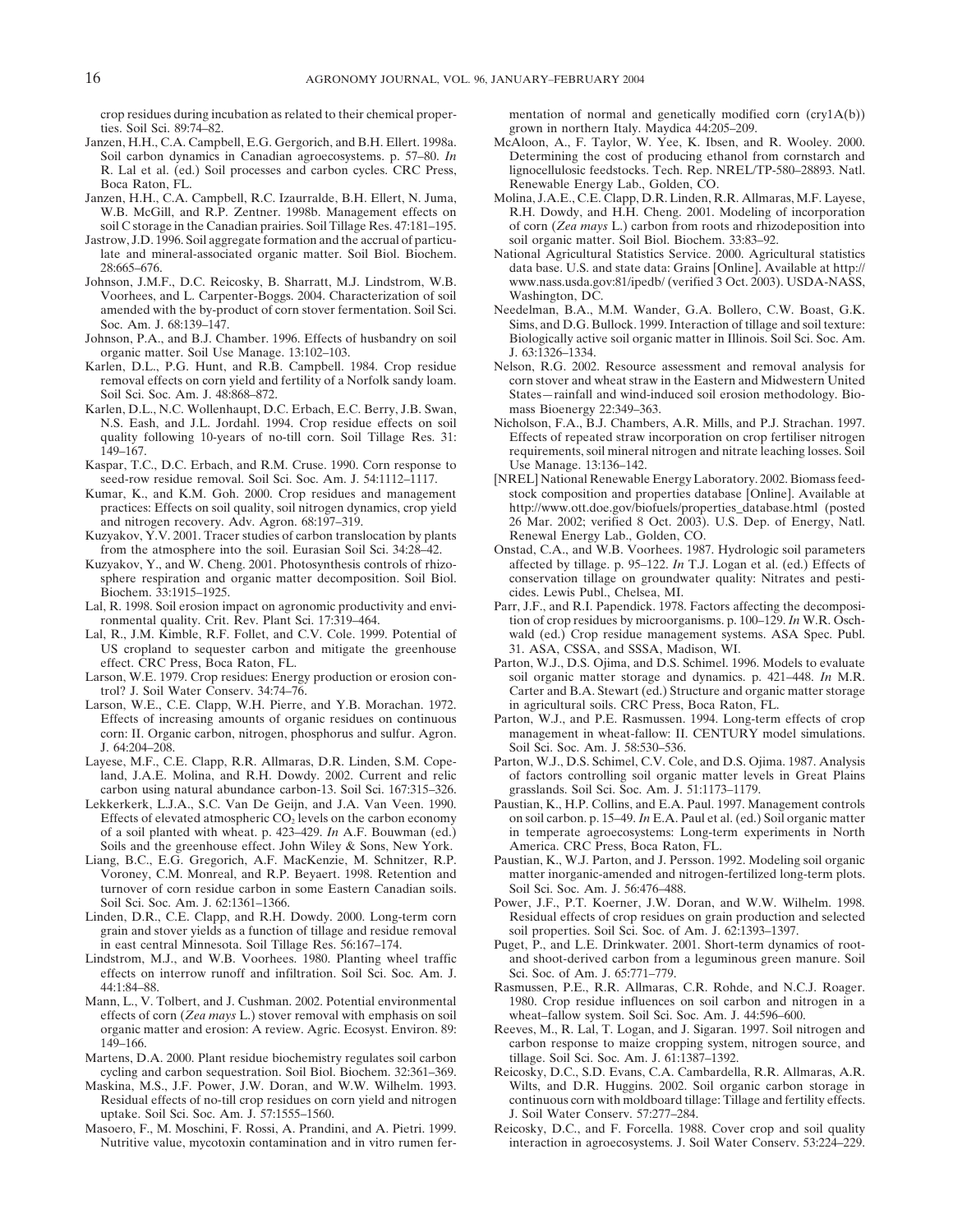crop residues during incubation as related to their chemical properties. Soil Sci. 89:74–82.

Janzen, H.H., C.A. Campbell, E.G. Gergorich, and B.H. Ellert. 1998a. Soil carbon dynamics in Canadian agroecosystems. p. 57–80. *In* R. Lal et al. (ed.) Soil processes and carbon cycles. CRC Press, Boca Raton, FL.

Janzen, H.H., C.A. Campbell, R.C. Izaurralde, B.H. Ellert, N. Juma, W.B. McGill, and R.P. Zentner. 1998b. Management effects on soil C storage in the Canadian prairies. Soil Tillage Res. 47:181–195.

Jastrow, J.D. 1996. Soil aggregate formation and the accrual of particulate and mineral-associated organic matter. Soil Biol. Biochem. 28:665–676.

Johnson, J.M.F., D.C. Reicosky, B. Sharratt, M.J. Lindstrom, W.B. Voorhees, and L. Carpenter-Boggs. 2004. Characterization of soil amended with the by-product of corn stover fermentation. Soil Sci. Soc. Am. J. 68:139–147.

Johnson, P.A., and B.J. Chamber. 1996. Effects of husbandry on soil organic matter. Soil Use Manage. 13:102–103.

Karlen, D.L., P.G. Hunt, and R.B. Campbell. 1984. Crop residue removal effects on corn yield and fertility of a Norfolk sandy loam. Soil Sci. Soc. Am. J. 48:868–872.

Karlen, D.L., N.C. Wollenhaupt, D.C. Erbach, E.C. Berry, J.B. Swan, N.S. Eash, and J.L. Jordahl. 1994. Crop residue effects on soil quality following 10-years of no-till corn. Soil Tillage Res. 31: 149–167.

Kaspar, T.C., D.C. Erbach, and R.M. Cruse. 1990. Corn response to seed-row residue removal. Soil Sci. Soc. Am. J. 54:1112–1117.

Kumar, K., and K.M. Goh. 2000. Crop residues and management practices: Effects on soil quality, soil nitrogen dynamics, crop yield and nitrogen recovery. Adv. Agron. 68:197–319.

Kuzyakov, Y.V. 2001. Tracer studies of carbon translocation by plants from the atmosphere into the soil. Eurasian Soil Sci. 34:28–42.

Kuzyakov, Y., and W. Cheng. 2001. Photosynthesis controls of rhizosphere respiration and organic matter decomposition. Soil Biol. Biochem. 33:1915–1925.

Lal, R. 1998. Soil erosion impact on agronomic productivity and environmental quality. Crit. Rev. Plant Sci. 17:319–464.

Lal, R., J.M. Kimble, R.F. Follet, and C.V. Cole. 1999. Potential of US cropland to sequester carbon and mitigate the greenhouse effect. CRC Press, Boca Raton, FL.

Larson, W.E. 1979. Crop residues: Energy production or erosion control? J. Soil Water Conserv. 34:74–76.

Larson, W.E., C.E. Clapp, W.H. Pierre, and Y.B. Morachan. 1972. Effects of increasing amounts of organic residues on continuous corn: II. Organic carbon, nitrogen, phosphorus and sulfur. Agron. J. 64:204–208.

Layese, M.F., C.E. Clapp, R.R. Allmaras, D.R. Linden, S.M. Copeland, J.A.E. Molina, and R.H. Dowdy. 2002. Current and relic carbon using natural abundance carbon-13. Soil Sci. 167:315–326.

Lekkerkerk, L.J.A., S.C. Van De Geijn, and J.A. Van Veen. 1990. Effects of elevated atmospheric $CO_2$ levels on the carbon economy of a soil planted with wheat. p. 423–429. *In* A.F. Bouwman (ed.) Soils and the greenhouse effect. John Wiley & Sons, New York.

Liang, B.C., E.G. Gregorich, A.F. MacKenzie, M. Schnitzer, R.P. Voroney, C.M. Monreal, and R.P. Beyaert. 1998. Retention and turnover of corn residue carbon in some Eastern Canadian soils. Soil Sci. Soc. Am. J. 62:1361–1366.

Linden, D.R., C.E. Clapp, and R.H. Dowdy. 2000. Long-term corn grain and stover yields as a function of tillage and residue removal in east central Minnesota. Soil Tillage Res. 56:167–174.

Lindstrom, M.J., and W.B. Voorhees. 1980. Planting wheel traffic effects on interrow runoff and infiltration. Soil Sci. Soc. Am. J. 44:1:84–88.

Mann, L., V. Tolbert, and J. Cushman. 2002. Potential environmental effects of corn (*Zea mays* L.) stover removal with emphasis on soil organic matter and erosion: A review. Agric. Ecosyst. Environ. 89: 149–166.

Martens, D.A. 2000. Plant residue biochemistry regulates soil carbon cycling and carbon sequestration. Soil Biol. Biochem. 32:361–369.

Maskina, M.S., J.F. Power, J.W. Doran, and W.W. Wilhelm. 1993. Residual effects of no-till crop residues on corn yield and nitrogen uptake. Soil Sci. Soc. Am. J. 57:1555–1560.

Masoero, F., M. Moschini, F. Rossi, A. Prandini, and A. Pietri. 1999. Nutritive value, mycotoxin contamination and in vitro rumen fermentation of normal and genetically modified corn (cry1A(b)) grown in northern Italy. Maydica 44:205–209.

McAloon, A., F. Taylor, W. Yee, K. Ibsen, and R. Wooley. 2000. Determining the cost of producing ethanol from cornstarch and lignocellulosic feedstocks. Tech. Rep. NREL/TP-580–28893. Natl. Renewable Energy Lab., Golden, CO.

Molina, J.A.E., C.E. Clapp, D.R. Linden, R.R. Allmaras, M.F. Layese, R.H. Dowdy, and H.H. Cheng. 2001. Modeling of incorporation of corn (*Zea mays* L.) carbon from roots and rhizodeposition into soil organic matter. Soil Biol. Biochem. 33:83–92.

National Agricultural Statistics Service. 2000. Agricultural statistics data base. U.S. and state data: Grains [Online]. Available at http://www.nass.usda.gov:81/ipedb/ (verified 3 Oct. 2003). USDA-NASS, Washington, DC.

Needelman, B.A., M.M. Wander, G.A. Bollero, C.W. Boast, G.K. Sims, and D.G. Bullock. 1999. Interaction of tillage and soil texture: Biologically active soil organic matter in Illinois. Soil Sci. Soc. Am. J. 63:1326–1334.

Nelson, R.G. 2002. Resource assessment and removal analysis for corn stover and wheat straw in the Eastern and Midwestern United States—rainfall and wind-induced soil erosion methodology. Biomass Bioenergy 22:349–363.

Nicholson, F.A., B.J. Chambers, A.R. Mills, and P.J. Strachan. 1997. Effects of repeated straw incorporation on crop fertiliser nitrogen requirements, soil mineral nitrogen and nitrate leaching losses. Soil Use Manage. 13:136–142.

[NREL] National Renewable Energy Laboratory. 2002. Biomass feedstock composition and properties database [Online]. Available at http://www.ott.doe.gov/biofuels/properties_database.html (posted 26 Mar. 2002; verified 8 Oct. 2003). U.S. Dep. of Energy, Natl. Renewal Energy Lab., Golden, CO.

Onstad, C.A., and W.B. Voorhees. 1987. Hydrologic soil parameters affected by tillage. p. 95–122. *In* T.J. Logan et al. (ed.) Effects of conservation tillage on groundwater quality: Nitrates and pesticides. Lewis Publ., Chelsea, MI.

Parr, J.F., and R.I. Papendick. 1978. Factors affecting the decomposition of crop residues by microorganisms. p. 100–129. *In* W.R. Oschwald (ed.) Crop residue management systems. ASA Spec. Publ. 31. ASA, CSSA, and SSSA, Madison, WI.

Parton, W.J., D.S. Ojima, and D.S. Schimel. 1996. Models to evaluate soil organic matter storage and dynamics. p. 421–448. *In* M.R. Carter and B.A. Stewart (ed.) Structure and organic matter storage in agricultural soils. CRC Press, Boca Raton, FL.

Parton, W.J., and P.E. Rasmussen. 1994. Long-term effects of crop management in wheat-fallow: II. CENTURY model simulations. Soil Sci. Soc. Am. J. 58:530–536.

Parton, W.J., D.S. Schimel, C.V. Cole, and D.S. Ojima. 1987. Analysis of factors controlling soil organic matter levels in Great Plains grasslands. Soil Sci. Soc. Am. J. 51:1173–1179.

Paustian, K., H.P. Collins, and E.A. Paul. 1997. Management controls on soil carbon. p. 15–49. *In* E.A. Paul et al. (ed.) Soil organic matter in temperate agroecosystems: Long-term experiments in North America. CRC Press, Boca Raton, FL.

Paustian, K., W.J. Parton, and J. Persson. 1992. Modeling soil organic matter inorganic-amended and nitrogen-fertilized long-term plots. Soil Sci. Soc. Am. J. 56:476–488.

Power, J.F., P.T. Koerner, J.W. Doran, and W.W. Wilhelm. 1998. Residual effects of crop residues on grain production and selected soil properties. Soil Sci. Soc. of Am. J. 62:1393–1397.

Puget, P., and L.E. Drinkwater. 2001. Short-term dynamics of root- and shoot-derived carbon from a leguminous green manure. Soil Sci. Soc. of Am. J. 65:771–779.

Rasmussen, P.E., R.R. Allmaras, C.R. Rohde, and N.C.J. Roager. 1980. Crop residue influences on soil carbon and nitrogen in a wheat–fallow system. Soil Sci. Soc. Am. J. 44:596–600.

Reeves, M., R. Lal, T. Logan, and J. Sigaran. 1997. Soil nitrogen and carbon response to maize cropping system, nitrogen source, and tillage. Soil Sci. Soc. Am. J. 61:1387–1392.

Reicosky, D.C., S.D. Evans, C.A. Cambardella, R.R. Allmaras, A.R. Wilts, and D.R. Huggins. 2002. Soil organic carbon storage in continuous corn with moldboard tillage: Tillage and fertility effects. J. Soil Water Conserv. 57:277–284.

Reicosky, D.C., and F. Forcella. 1988. Cover crop and soil quality interaction in agroecosystems. J. Soil Water Conserv. 53:224–229.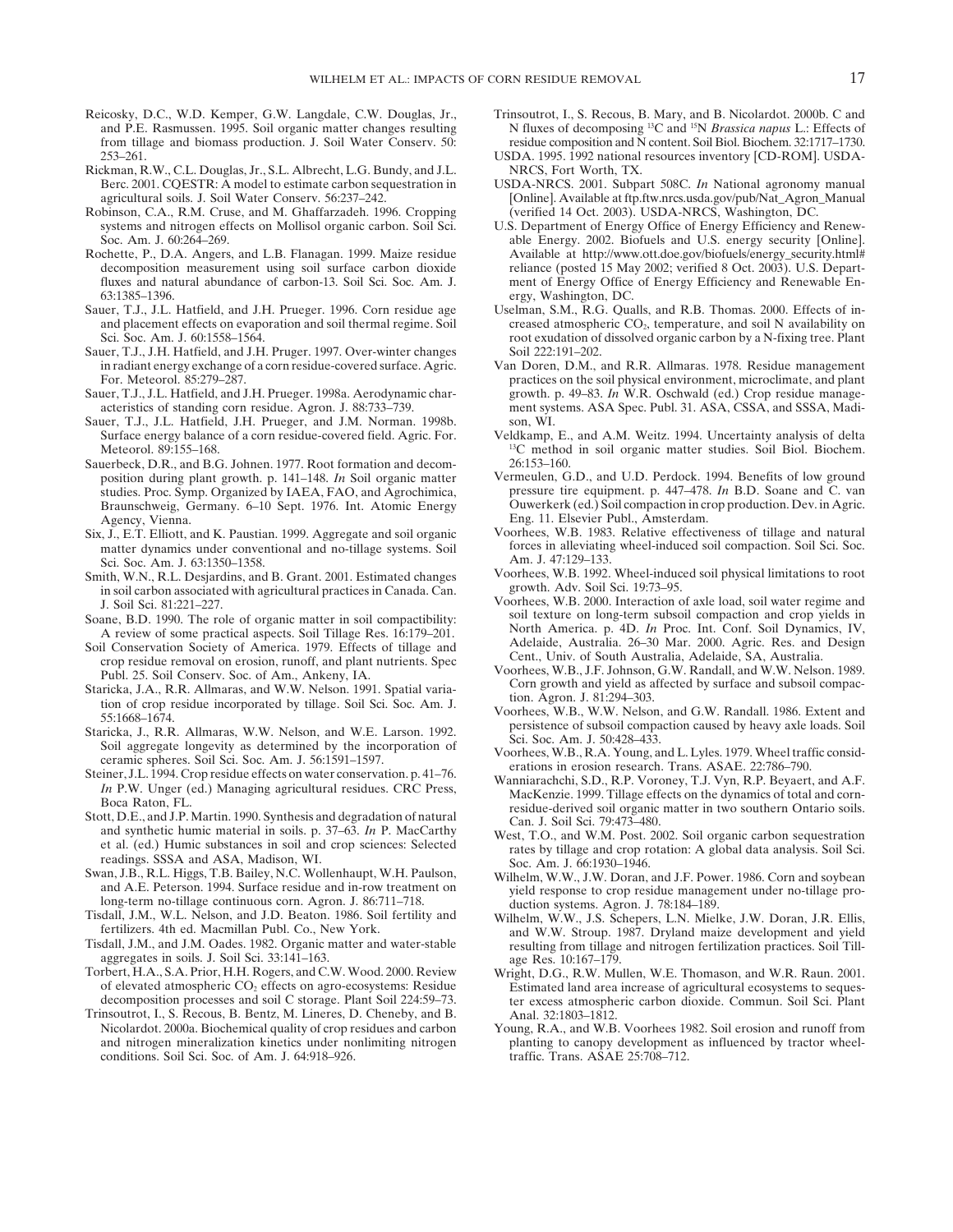Reicosky, D.C., W.D. Kemper, G.W. Langdale, C.W. Douglas, Jr., and P.E. Rasmussen. 1995. Soil organic matter changes resulting from tillage and biomass production. J. Soil Water Conserv. 50: 253–261.

Rickman, R.W., C.L. Douglas, Jr., S.L. Albrecht, L.G. Bundy, and J.L. Berc. 2001. CQESTR: A model to estimate carbon sequestration in agricultural soils. J. Soil Water Conserv. 56:237–242.

Robinson, C.A., R.M. Cruse, and M. Ghaffarzadeh. 1996. Cropping systems and nitrogen effects on Mollisol organic carbon. Soil Sci. Soc. Am. J. 60:264–269.

Rochette, P., D.A. Angers, and L.B. Flanagan. 1999. Maize residue decomposition measurement using soil surface carbon dioxide fluxes and natural abundance of carbon-13. Soil Sci. Soc. Am. J. 63:1385–1396.

Sauer, T.J., J.L. Hatfield, and J.H. Prueger. 1996. Corn residue age and placement effects on evaporation and soil thermal regime. Soil Sci. Soc. Am. J. 60:1558–1564.

Sauer, T.J., J.H. Hatfield, and J.H. Pruger. 1997. Over-winter changes in radiant energy exchange of a corn residue-covered surface. Agric. For. Meteorol. 85:279–287.

Sauer, T.J., J.L. Hatfield, and J.H. Prueger. 1998a. Aerodynamic characteristics of standing corn residue. Agron. J. 88:733–739.

Sauer, T.J., J.L. Hatfield, J.H. Prueger, and J.M. Norman. 1998b. Surface energy balance of a corn residue-covered field. Agric. For. Meteorol. 89:155–168.

Sauerbeck, D.R., and B.G. Johnen. 1977. Root formation and decomposition during plant growth. p. 141–148. *In* Soil organic matter studies. Proc. Symp. Organized by IAEA, FAO, and Agrochimica, Braunschweig, Germany. 6–10 Sept. 1976. Int. Atomic Energy Agency, Vienna.

Six, J., E.T. Elliott, and K. Paustian. 1999. Aggregate and soil organic matter dynamics under conventional and no-tillage systems. Soil Sci. Soc. Am. J. 63:1350–1358.

Smith, W.N., R.L. Desjardins, and B. Grant. 2001. Estimated changes in soil carbon associated with agricultural practices in Canada. Can. J. Soil Sci. 81:221–227.

Soane, B.D. 1990. The role of organic matter in soil compactibility: A review of some practical aspects. Soil Tillage Res. 16:179–201.

Soil Conservation Society of America. 1979. Effects of tillage and crop residue removal on erosion, runoff, and plant nutrients. Spec Publ. 25. Soil Conserv. Soc. of Am., Ankeny, IA.

Staricka, J.A., R.R. Allmaras, and W.W. Nelson. 1991. Spatial variation of crop residue incorporated by tillage. Soil Sci. Soc. Am. J. 55:1668–1674.

Staricka, J., R.R. Allmaras, W.W. Nelson, and W.E. Larson. 1992. Soil aggregate longevity as determined by the incorporation of ceramic spheres. Soil Sci. Soc. Am. J. 56:1591–1597.

Steiner, J.L. 1994. Crop residue effects on water conservation. p. 41–76. *In* P.W. Unger (ed.) Managing agricultural residues. CRC Press, Boca Raton, FL.

Stott, D.E., and J.P. Martin. 1990. Synthesis and degradation of natural and synthetic humic material in soils. p. 37–63. *In* P. MacCarthy et al. (ed.) Humic substances in soil and crop sciences: Selected readings. SSSA and ASA, Madison, WI.

Swan, J.B., R.L. Higgs, T.B. Bailey, N.C. Wollenhaupt, W.H. Paulson, and A.E. Peterson. 1994. Surface residue and in-row treatment on long-term no-tillage continuous corn. Agron. J. 86:711–718.

Tisdall, J.M., W.L. Nelson, and J.D. Beaton. 1986. Soil fertility and fertilizers. 4th ed. Macmillan Publ. Co., New York.

Tisdall, J.M., and J.M. Oades. 1982. Organic matter and water-stable aggregates in soils. J. Soil Sci. 33:141–163.

Torbert, H.A., S.A. Prior, H.H. Rogers, and C.W. Wood. 2000. Review of elevated atmospheric $CO_2$ effects on agro-ecosystems: Residue decomposition processes and soil C storage. Plant Soil 224:59–73.

Trinsoutrot, I., S. Recous, B. Bentz, M. Lineres, D. Cheneby, and B. Nicolardot. 2000a. Biochemical quality of crop residues and carbon and nitrogen mineralization kinetics under nonlimiting nitrogen conditions. Soil Sci. Soc. of Am. J. 64:918–926.

Trinsoutrot, I., S. Recous, B. Mary, and B. Nicolardot. 2000b. C and N fluxes of decomposing $^{13}C$ and $^{15}N$ *Brassica napus* L.: Effects of residue composition and N content. Soil Biol. Biochem. 32:1717–1730.

USDA. 1995. 1992 national resources inventory [CD-ROM]. USDA-NRCS, Fort Worth, TX.

USDA-NRCS. 2001. Subpart 508C. *In* National agronomy manual [Online]. Available at ftp.ftw.nrcs.usda.gov/pub/Nat_Agron_Manual (verified 14 Oct. 2003). USDA-NRCS, Washington, DC.

U.S. Department of Energy Office of Energy Efficiency and Renewable Energy. 2002. Biofuels and U.S. energy security [Online]. Available at http://www.ott.doe.gov/biofuels/energy_security.html#reliance (posted 15 May 2002; verified 8 Oct. 2003). U.S. Department of Energy Office of Energy Efficiency and Renewable Energy, Washington, DC.

Uselman, S.M., R.G. Qualls, and R.B. Thomas. 2000. Effects of increased atmospheric $CO_2$, temperature, and soil N availability on root exudation of dissolved organic carbon by a N-fixing tree. Plant Soil 222:191–202.

Van Doren, D.M., and R.R. Allmaras. 1978. Residue management practices on the soil physical environment, microclimate, and plant growth. p. 49–83. *In* W.R. Oschwald (ed.) Crop residue management systems. ASA Spec. Publ. 31. ASA, CSSA, and SSSA, Madison, WI.

Veldkamp, E., and A.M. Weitz. 1994. Uncertainty analysis of delta $^{13}C$ method in soil organic matter studies. Soil Biol. Biochem. 26:153–160.

Vermeulen, G.D., and U.D. Perdock. 1994. Benefits of low ground pressure tire equipment. p. 447–478. *In* B.D. Soane and C. van Ouwerkerk (ed.) Soil compaction in crop production. Dev. in Agric. Eng. 11. Elsevier Publ., Amsterdam.

Voorhees, W.B. 1983. Relative effectiveness of tillage and natural forces in alleviating wheel-induced soil compaction. Soil Sci. Soc. Am. J. 47:129–133.

Voorhees, W.B. 1992. Wheel-induced soil physical limitations to root growth. Adv. Soil Sci. 19:73–95.

Voorhees, W.B. 2000. Interaction of axle load, soil water regime and soil texture on long-term subsoil compaction and crop yields in North America. p. 4D. *In* Proc. Int. Conf. Soil Dynamics, IV, Adelaide, Australia. 26–30 Mar. 2000. Agric. Res. and Design Cent., Univ. of South Australia, Adelaide, SA, Australia.

Voorhees, W.B., J.F. Johnson, G.W. Randall, and W.W. Nelson. 1989. Corn growth and yield as affected by surface and subsoil compaction. Agron. J. 81:294–303.

Voorhees, W.B., W.W. Nelson, and G.W. Randall. 1986. Extent and persistence of subsoil compaction caused by heavy axle loads. Soil Sci. Soc. Am. J. 50:428–433.

Voorhees, W.B., R.A. Young, and L. Lyles. 1979. Wheel traffic considerations in erosion research. Trans. ASAE. 22:786–790.

Wanniarachchi, S.D., R.P. Voroney, T.J. Vyn, R.P. Beyaert, and A.F. MacKenzie. 1999. Tillage effects on the dynamics of total and corn-residue-derived soil organic matter in two southern Ontario soils. Can. J. Soil Sci. 79:473–480.

West, T.O., and W.M. Post. 2002. Soil organic carbon sequestration rates by tillage and crop rotation: A global data analysis. Soil Sci. Soc. Am. J. 66:1930–1946.

Wilhelm, W.W., J.W. Doran, and J.F. Power. 1986. Corn and soybean yield response to crop residue management under no-tillage production systems. Agron. J. 78:184–189.

Wilhelm, W.W., J.S. Schepers, L.N. Mielke, J.W. Doran, J.R. Ellis, and W.W. Stroup. 1987. Dryland maize development and yield resulting from tillage and nitrogen fertilization practices. Soil Tillage Res. 10:167–179.

Wright, D.G., R.W. Mullen, W.E. Thomason, and W.R. Raun. 2001. Estimated land area increase of agricultural ecosystems to sequester excess atmospheric carbon dioxide. Commun. Soil Sci. Plant Anal. 32:1803–1812.

Young, R.A., and W.B. Voorhees 1982. Soil erosion and runoff from planting to canopy development as influenced by tractor wheel-traffic. Trans. ASAE 25:708–712.